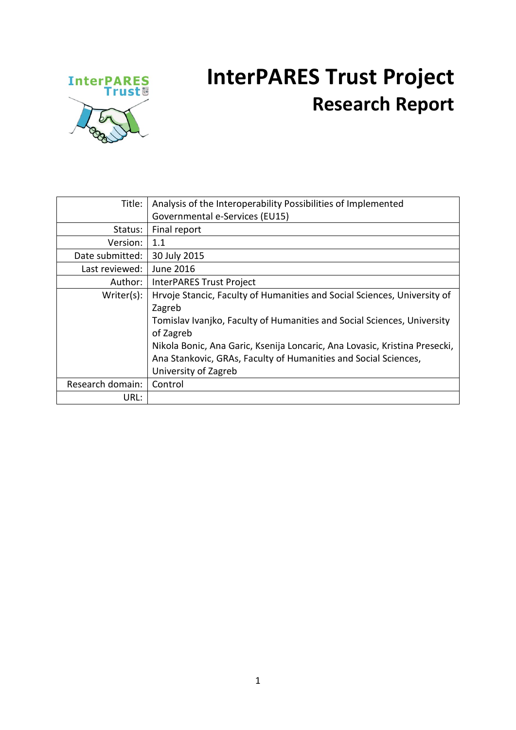# InterPARES Trust Project

## Research Report

| | |
|---|---|
| Title: | Analysis of the Interoperability Possibilities of Implemented Governmental e-Services (EU15) |
| Status: | Final report |
| Version: | 1.1 |
| Date submitted: | 30 July 2015 |
| Last reviewed: | June 2016 |
| Author: | InterPARES Trust Project |
| Writer(s): | Hrvoje Stancic, Faculty of Humanities and Social Sciences, University of Zagreb<br>Tomislav Ivanjko, Faculty of Humanities and Social Sciences, University of Zagreb<br>Nikola Bonic, Ana Garic, Ksenija Loncaric, Ana Lovasic, Kristina Presecki, Ana Stankovic, GRAs, Faculty of Humanities and Social Sciences, University of Zagreb |
| Research domain: | Control |
| URL: | |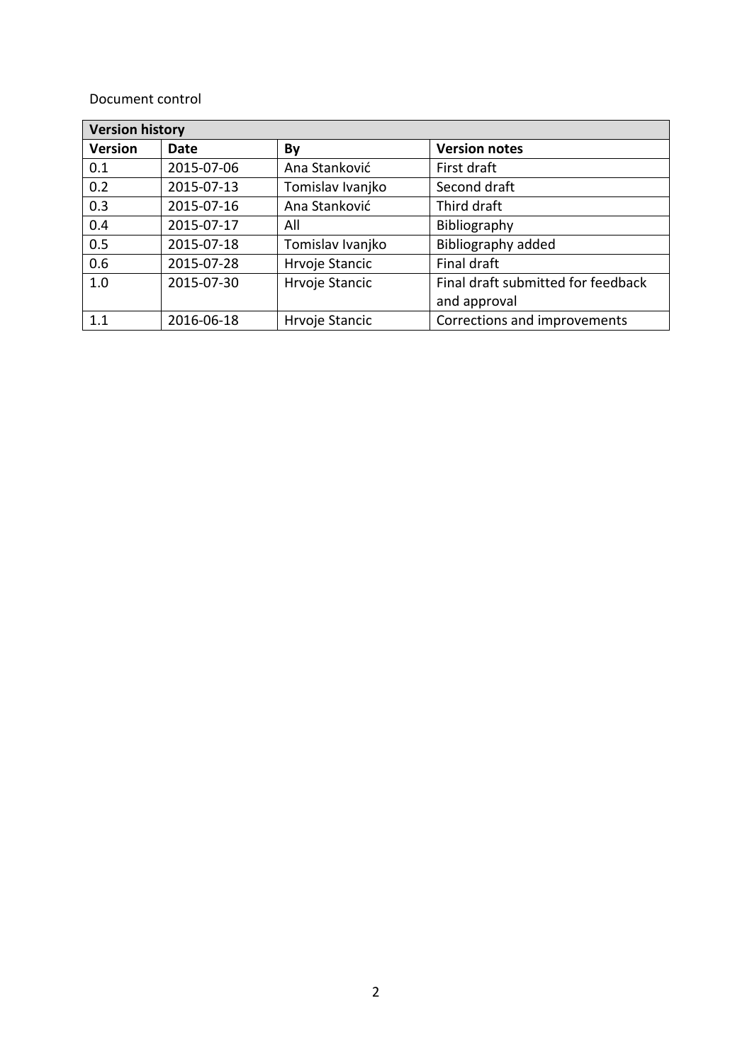Document control

| Version history | | | |
| --- | --- | --- | --- |
| **Version** | **Date** | **By** | **Version notes** |
| 0.1 | 2015-07-06 | Ana Stanković | First draft |
| 0.2 | 2015-07-13 | Tomislav Ivanjko | Second draft |
| 0.3 | 2015-07-16 | Ana Stanković | Third draft |
| 0.4 | 2015-07-17 | All | Bibliography |
| 0.5 | 2015-07-18 | Tomislav Ivanjko | Bibliography added |
| 0.6 | 2015-07-28 | Hrvoje Stancic | Final draft |
| 1.0 | 2015-07-30 | Hrvoje Stancic | Final draft submitted for feedback and approval |
| 1.1 | 2016-06-18 | Hrvoje Stancic | Corrections and improvements |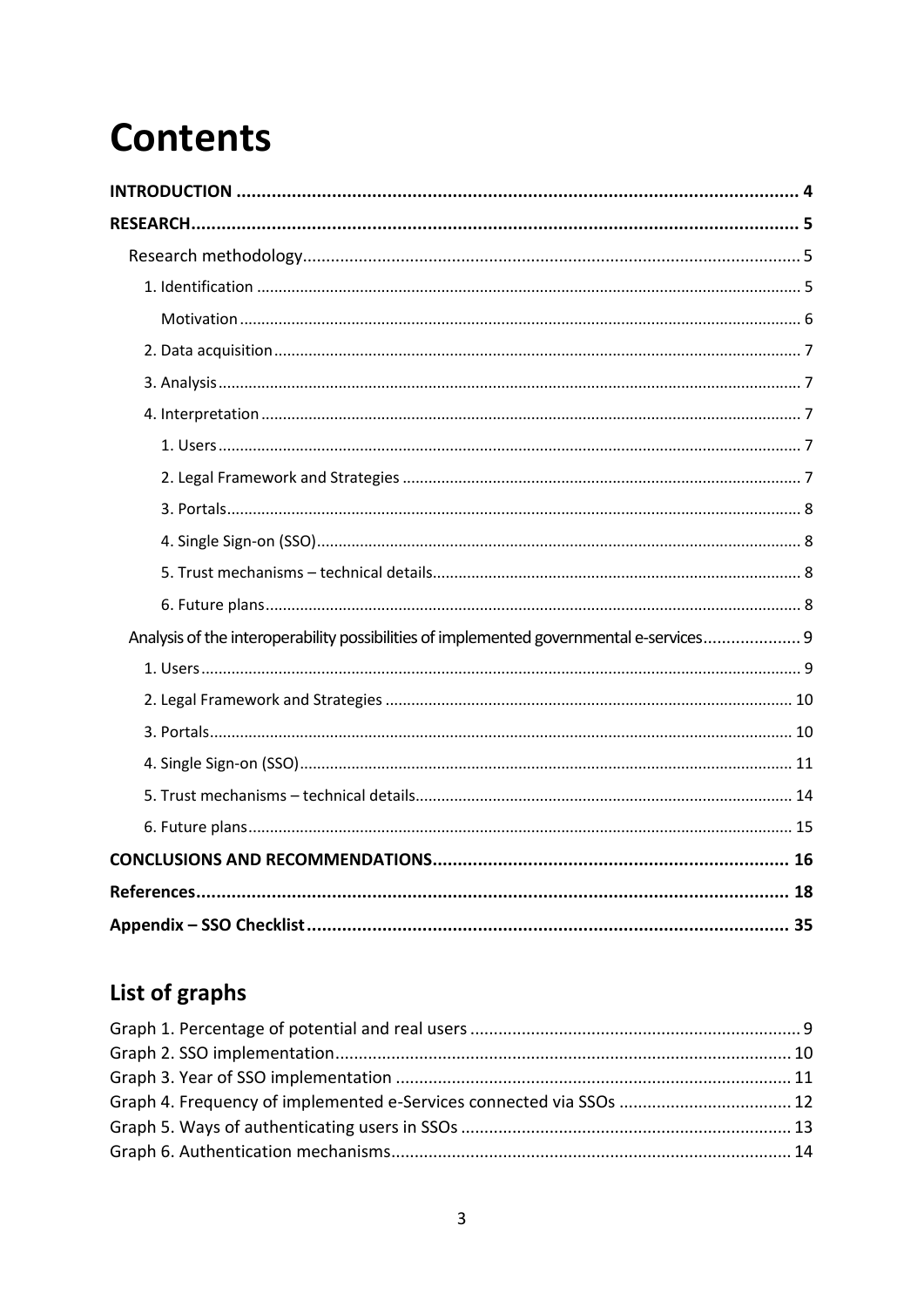# Contents

**INTRODUCTION** .......... 4

**RESEARCH** .......... 5

- Research methodology .......... 5
  - 1. Identification .......... 5
    - Motivation .......... 6
  - 2. Data acquisition .......... 7
  - 3. Analysis .......... 7
  - 4. Interpretation .......... 7
    - 1. Users .......... 7
    - 2. Legal Framework and Strategies .......... 7
    - 3. Portals .......... 8
    - 4. Single Sign-on (SSO) .......... 8
    - 5. Trust mechanisms – technical details .......... 8
    - 6. Future plans .......... 8
- Analysis of the interoperability possibilities of implemented governmental e-services .......... 9
  - 1. Users .......... 9
  - 2. Legal Framework and Strategies .......... 10
  - 3. Portals .......... 10
  - 4. Single Sign-on (SSO) .......... 11
  - 5. Trust mechanisms – technical details .......... 14
  - 6. Future plans .......... 15

**CONCLUSIONS AND RECOMMENDATIONS** .......... 16

**References** .......... 18

**Appendix – SSO Checklist** .......... 35

## List of graphs

Graph 1. Percentage of potential and real users .......... 9

Graph 2. SSO implementation .......... 10

Graph 3. Year of SSO implementation .......... 11

Graph 4. Frequency of implemented e-Services connected via SSOs .......... 12

Graph 5. Ways of authenticating users in SSOs .......... 13

Graph 6. Authentication mechanisms .......... 14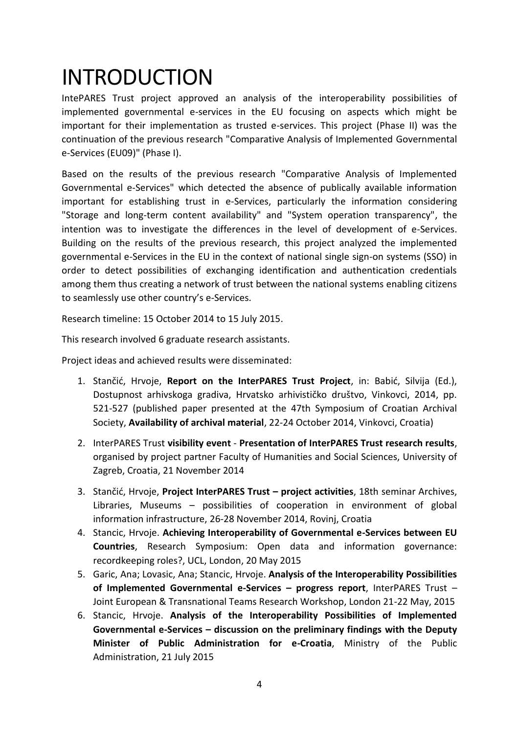# INTRODUCTION

IntePARES Trust project approved an analysis of the interoperability possibilities of implemented governmental e-services in the EU focusing on aspects which might be important for their implementation as trusted e-services. This project (Phase II) was the continuation of the previous research "Comparative Analysis of Implemented Governmental e-Services (EU09)" (Phase I).

Based on the results of the previous research "Comparative Analysis of Implemented Governmental e-Services" which detected the absence of publically available information important for establishing trust in e-Services, particularly the information considering "Storage and long-term content availability" and "System operation transparency", the intention was to investigate the differences in the level of development of e-Services. Building on the results of the previous research, this project analyzed the implemented governmental e-Services in the EU in the context of national single sign-on systems (SSO) in order to detect possibilities of exchanging identification and authentication credentials among them thus creating a network of trust between the national systems enabling citizens to seamlessly use other country's e-Services.

Research timeline: 15 October 2014 to 15 July 2015.

This research involved 6 graduate research assistants.

Project ideas and achieved results were disseminated:

1. Stančić, Hrvoje, **Report on the InterPARES Trust Project**, in: Babić, Silvija (Ed.), Dostupnost arhivskoga gradiva, Hrvatsko arhivističko društvo, Vinkovci, 2014, pp. 521-527 (published paper presented at the 47th Symposium of Croatian Archival Society, **Availability of archival material**, 22-24 October 2014, Vinkovci, Croatia)
2. InterPARES Trust **visibility event** - **Presentation of InterPARES Trust research results**, organised by project partner Faculty of Humanities and Social Sciences, University of Zagreb, Croatia, 21 November 2014
3. Stančić, Hrvoje, **Project InterPARES Trust – project activities**, 18th seminar Archives, Libraries, Museums – possibilities of cooperation in environment of global information infrastructure, 26-28 November 2014, Rovinj, Croatia
4. Stancic, Hrvoje. **Achieving Interoperability of Governmental e-Services between EU Countries**, Research Symposium: Open data and information governance: recordkeeping roles?, UCL, London, 20 May 2015
5. Garic, Ana; Lovasic, Ana; Stancic, Hrvoje. **Analysis of the Interoperability Possibilities of Implemented Governmental e-Services – progress report**, InterPARES Trust – Joint European & Transnational Teams Research Workshop, London 21-22 May, 2015
6. Stancic, Hrvoje. **Analysis of the Interoperability Possibilities of Implemented Governmental e-Services – discussion on the preliminary findings with the Deputy Minister of Public Administration for e-Croatia**, Ministry of the Public Administration, 21 July 2015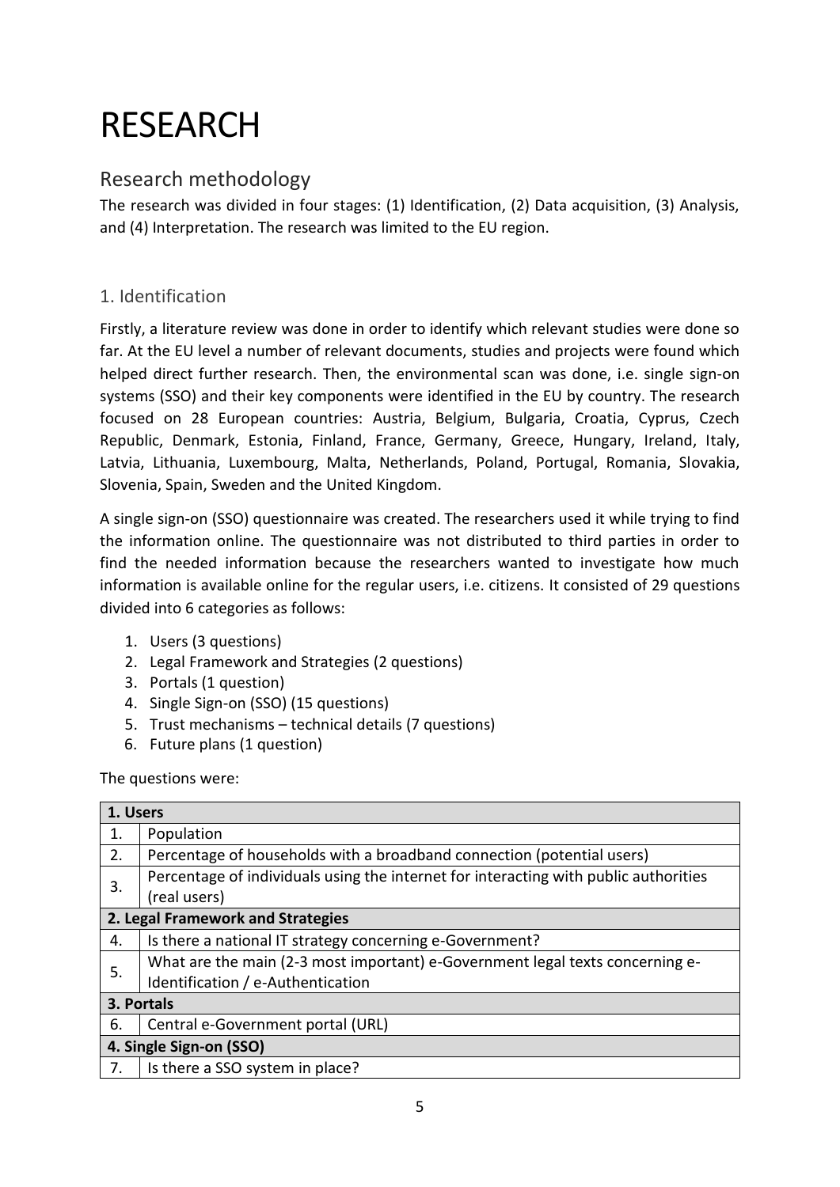# RESEARCH

## Research methodology

The research was divided in four stages: (1) Identification, (2) Data acquisition, (3) Analysis, and (4) Interpretation. The research was limited to the EU region.

### 1. Identification

Firstly, a literature review was done in order to identify which relevant studies were done so far. At the EU level a number of relevant documents, studies and projects were found which helped direct further research. Then, the environmental scan was done, i.e. single sign-on systems (SSO) and their key components were identified in the EU by country. The research focused on 28 European countries: Austria, Belgium, Bulgaria, Croatia, Cyprus, Czech Republic, Denmark, Estonia, Finland, France, Germany, Greece, Hungary, Ireland, Italy, Latvia, Lithuania, Luxembourg, Malta, Netherlands, Poland, Portugal, Romania, Slovakia, Slovenia, Spain, Sweden and the United Kingdom.

A single sign-on (SSO) questionnaire was created. The researchers used it while trying to find the information online. The questionnaire was not distributed to third parties in order to find the needed information because the researchers wanted to investigate how much information is available online for the regular users, i.e. citizens. It consisted of 29 questions divided into 6 categories as follows:

1. Users (3 questions)
2. Legal Framework and Strategies (2 questions)
3. Portals (1 question)
4. Single Sign-on (SSO) (15 questions)
5. Trust mechanisms – technical details (7 questions)
6. Future plans (1 question)

The questions were:

| **1. Users** | |
|---|---|
| 1. | Population |
| 2. | Percentage of households with a broadband connection (potential users) |
| 3. | Percentage of individuals using the internet for interacting with public authorities (real users) |
| **2. Legal Framework and Strategies** | |
| 4. | Is there a national IT strategy concerning e-Government? |
| 5. | What are the main (2-3 most important) e-Government legal texts concerning e-Identification / e-Authentication |
| **3. Portals** | |
| 6. | Central e-Government portal (URL) |
| **4. Single Sign-on (SSO)** | |
| 7. | Is there a SSO system in place? |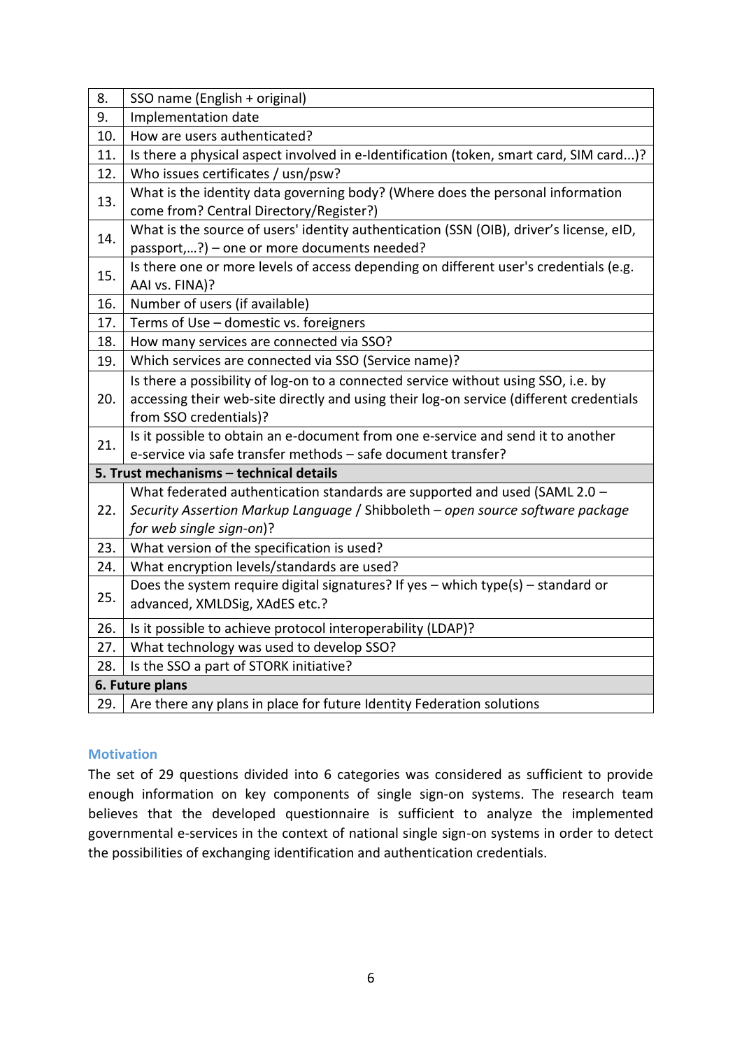| | |
|---|---|
| 8. | SSO name (English + original) |
| 9. | Implementation date |
| 10. | How are users authenticated? |
| 11. | Is there a physical aspect involved in e-Identification (token, smart card, SIM card...)? |
| 12. | Who issues certificates / usn/psw? |
| 13. | What is the identity data governing body? (Where does the personal information come from? Central Directory/Register?) |
| 14. | What is the source of users' identity authentication (SSN (OIB), driver's license, eID, passport,…?) – one or more documents needed? |
| 15. | Is there one or more levels of access depending on different user's credentials (e.g. AAI vs. FINA)? |
| 16. | Number of users (if available) |
| 17. | Terms of Use – domestic vs. foreigners |
| 18. | How many services are connected via SSO? |
| 19. | Which services are connected via SSO (Service name)? |
| 20. | Is there a possibility of log-on to a connected service without using SSO, i.e. by accessing their web-site directly and using their log-on service (different credentials from SSO credentials)? |
| 21. | Is it possible to obtain an e-document from one e-service and send it to another e-service via safe transfer methods – safe document transfer? |
| **5. Trust mechanisms – technical details** | |
| 22. | What federated authentication standards are supported and used (SAML 2.0 – *Security Assertion Markup Language* / Shibboleth – *open source software package for web single sign-on*)? |
| 23. | What version of the specification is used? |
| 24. | What encryption levels/standards are used? |
| 25. | Does the system require digital signatures? If yes – which type(s) – standard or advanced, XMLDSig, XAdES etc.? |
| 26. | Is it possible to achieve protocol interoperability (LDAP)? |
| 27. | What technology was used to develop SSO? |
| 28. | Is the SSO a part of STORK initiative? |
| **6. Future plans** | |
| 29. | Are there any plans in place for future Identity Federation solutions |

### Motivation

The set of 29 questions divided into 6 categories was considered as sufficient to provide enough information on key components of single sign-on systems. The research team believes that the developed questionnaire is sufficient to analyze the implemented governmental e-services in the context of national single sign-on systems in order to detect the possibilities of exchanging identification and authentication credentials.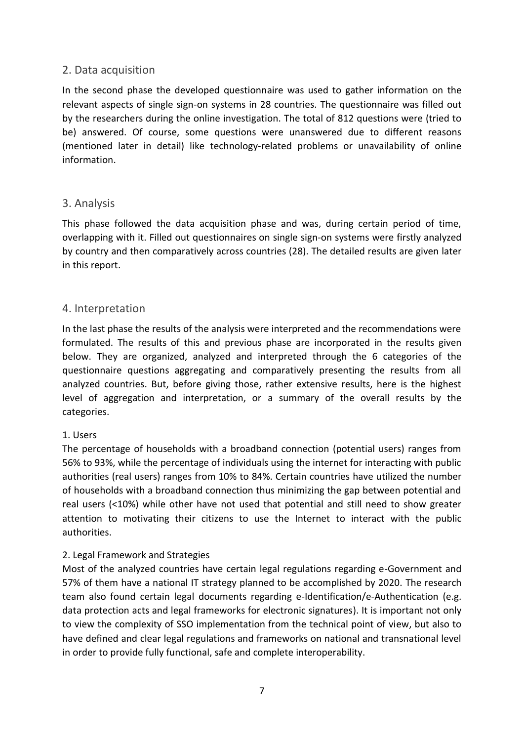## 2. Data acquisition

In the second phase the developed questionnaire was used to gather information on the relevant aspects of single sign-on systems in 28 countries. The questionnaire was filled out by the researchers during the online investigation. The total of 812 questions were (tried to be) answered. Of course, some questions were unanswered due to different reasons (mentioned later in detail) like technology-related problems or unavailability of online information.

## 3. Analysis

This phase followed the data acquisition phase and was, during certain period of time, overlapping with it. Filled out questionnaires on single sign-on systems were firstly analyzed by country and then comparatively across countries (28). The detailed results are given later in this report.

## 4. Interpretation

In the last phase the results of the analysis were interpreted and the recommendations were formulated. The results of this and previous phase are incorporated in the results given below. They are organized, analyzed and interpreted through the 6 categories of the questionnaire questions aggregating and comparatively presenting the results from all analyzed countries. But, before giving those, rather extensive results, here is the highest level of aggregation and interpretation, or a summary of the overall results by the categories.

1. Users

The percentage of households with a broadband connection (potential users) ranges from 56% to 93%, while the percentage of individuals using the internet for interacting with public authorities (real users) ranges from 10% to 84%. Certain countries have utilized the number of households with a broadband connection thus minimizing the gap between potential and real users (<10%) while other have not used that potential and still need to show greater attention to motivating their citizens to use the Internet to interact with the public authorities.

2. Legal Framework and Strategies

Most of the analyzed countries have certain legal regulations regarding e-Government and 57% of them have a national IT strategy planned to be accomplished by 2020. The research team also found certain legal documents regarding e-Identification/e-Authentication (e.g. data protection acts and legal frameworks for electronic signatures). It is important not only to view the complexity of SSO implementation from the technical point of view, but also to have defined and clear legal regulations and frameworks on national and transnational level in order to provide fully functional, safe and complete interoperability.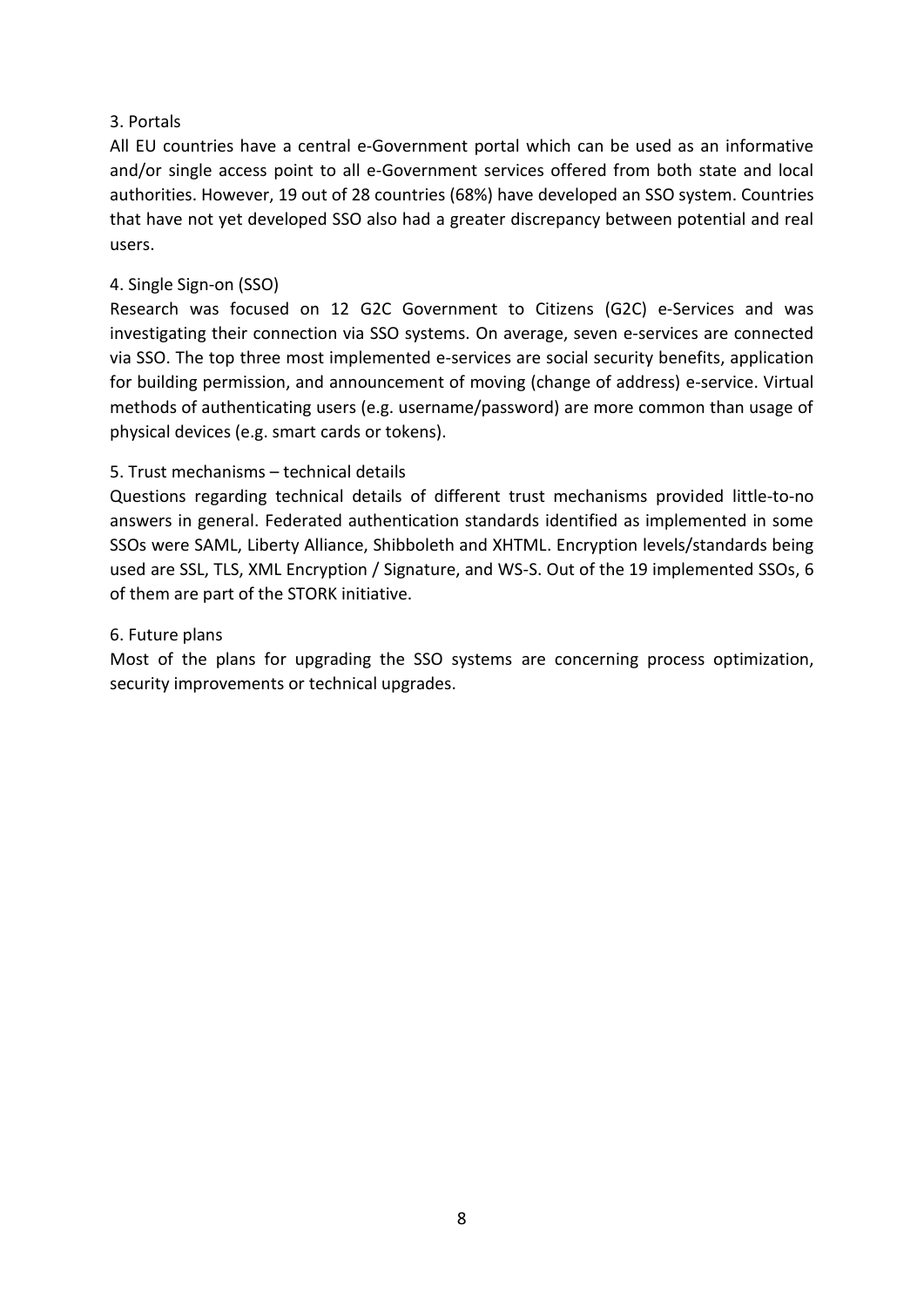3. Portals

All EU countries have a central e-Government portal which can be used as an informative and/or single access point to all e-Government services offered from both state and local authorities. However, 19 out of 28 countries (68%) have developed an SSO system. Countries that have not yet developed SSO also had a greater discrepancy between potential and real users.

4. Single Sign-on (SSO)

Research was focused on 12 G2C Government to Citizens (G2C) e-Services and was investigating their connection via SSO systems. On average, seven e-services are connected via SSO. The top three most implemented e-services are social security benefits, application for building permission, and announcement of moving (change of address) e-service. Virtual methods of authenticating users (e.g. username/password) are more common than usage of physical devices (e.g. smart cards or tokens).

5. Trust mechanisms – technical details

Questions regarding technical details of different trust mechanisms provided little-to-no answers in general. Federated authentication standards identified as implemented in some SSOs were SAML, Liberty Alliance, Shibboleth and XHTML. Encryption levels/standards being used are SSL, TLS, XML Encryption / Signature, and WS-S. Out of the 19 implemented SSOs, 6 of them are part of the STORK initiative.

6. Future plans

Most of the plans for upgrading the SSO systems are concerning process optimization, security improvements or technical upgrades.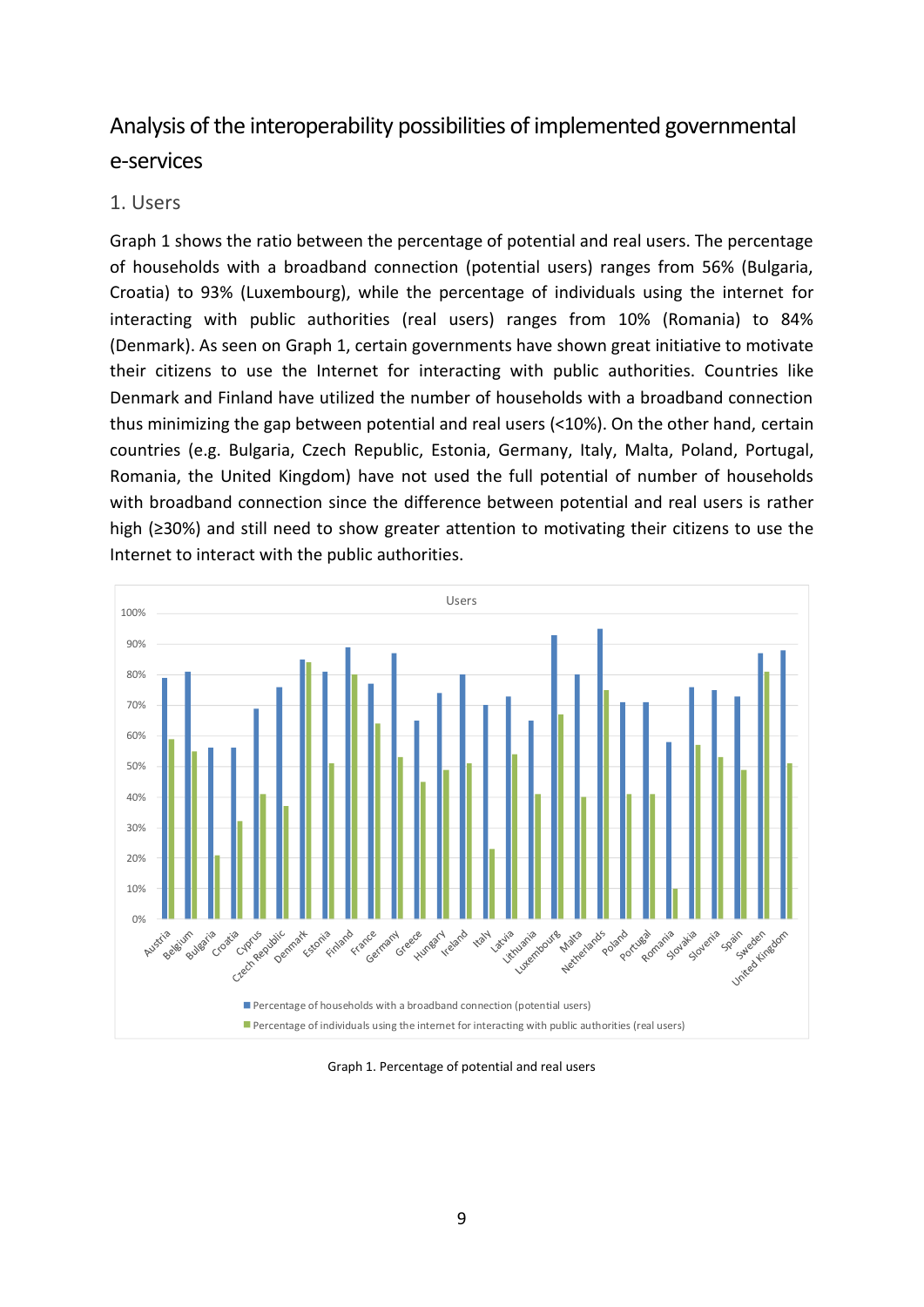# Analysis of the interoperability possibilities of implemented governmental e-services

## 1. Users

Graph 1 shows the ratio between the percentage of potential and real users. The percentage of households with a broadband connection (potential users) ranges from 56% (Bulgaria, Croatia) to 93% (Luxembourg), while the percentage of individuals using the internet for interacting with public authorities (real users) ranges from 10% (Romania) to 84% (Denmark). As seen on Graph 1, certain governments have shown great initiative to motivate their citizens to use the Internet for interacting with public authorities. Countries like Denmark and Finland have utilized the number of households with a broadband connection thus minimizing the gap between potential and real users (<10%). On the other hand, certain countries (e.g. Bulgaria, Czech Republic, Estonia, Germany, Italy, Malta, Poland, Portugal, Romania, the United Kingdom) have not used the full potential of number of households with broadband connection since the difference between potential and real users is rather high (≥30%) and still need to show greater attention to motivating their citizens to use the Internet to interact with the public authorities.

Graph 1. Percentage of potential and real users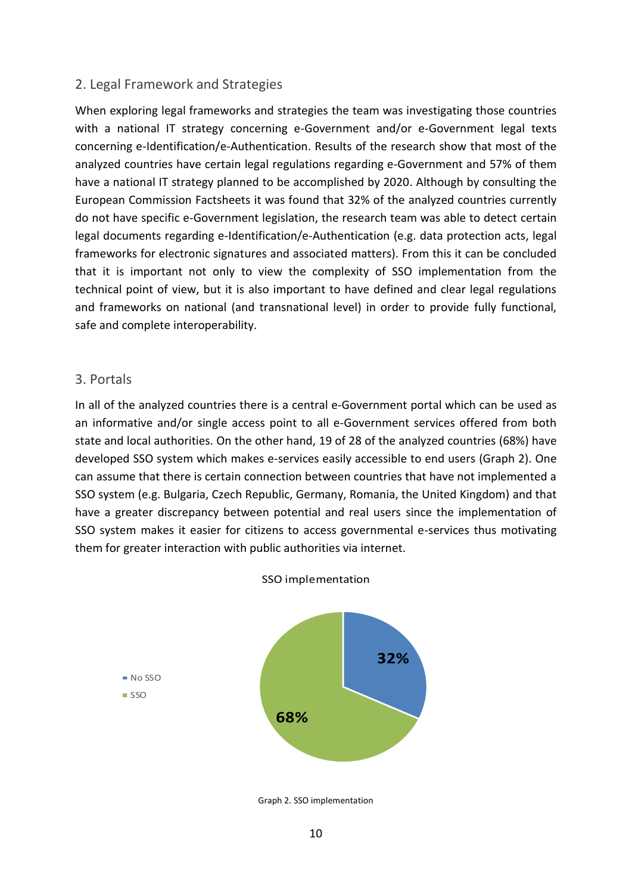## 2. Legal Framework and Strategies

When exploring legal frameworks and strategies the team was investigating those countries with a national IT strategy concerning e-Government and/or e-Government legal texts concerning e-Identification/e-Authentication. Results of the research show that most of the analyzed countries have certain legal regulations regarding e-Government and 57% of them have a national IT strategy planned to be accomplished by 2020. Although by consulting the European Commission Factsheets it was found that 32% of the analyzed countries currently do not have specific e-Government legislation, the research team was able to detect certain legal documents regarding e-Identification/e-Authentication (e.g. data protection acts, legal frameworks for electronic signatures and associated matters). From this it can be concluded that it is important not only to view the complexity of SSO implementation from the technical point of view, but it is also important to have defined and clear legal regulations and frameworks on national (and transnational level) in order to provide fully functional, safe and complete interoperability.

## 3. Portals

In all of the analyzed countries there is a central e-Government portal which can be used as an informative and/or single access point to all e-Government services offered from both state and local authorities. On the other hand, 19 of 28 of the analyzed countries (68%) have developed SSO system which makes e-services easily accessible to end users (Graph 2). One can assume that there is certain connection between countries that have not implemented a SSO system (e.g. Bulgaria, Czech Republic, Germany, Romania, the United Kingdom) and that have a greater discrepancy between potential and real users since the implementation of SSO system makes it easier for citizens to access governmental e-services thus motivating them for greater interaction with public authorities via internet.

SSO implementation

- No SSO: 32%
- SSO: 68%

Graph 2. SSO implementation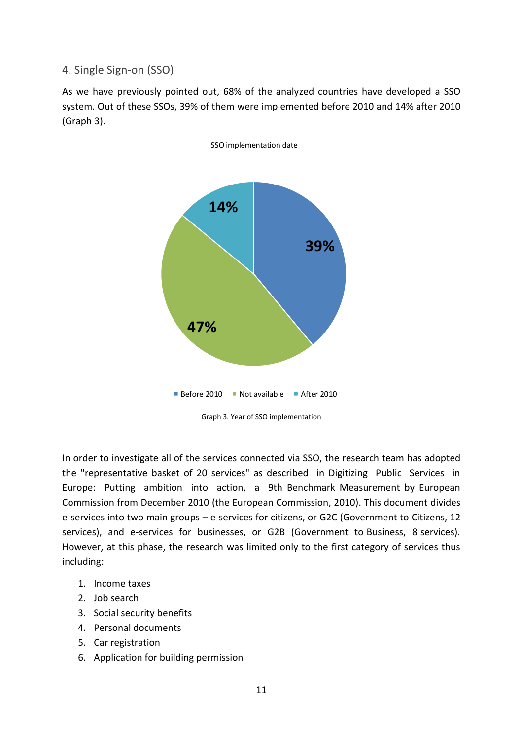## 4. Single Sign-on (SSO)

As we have previously pointed out, 68% of the analyzed countries have developed a SSO system. Out of these SSOs, 39% of them were implemented before 2010 and 14% after 2010 (Graph 3).

SSO implementation date

| Category | Share |
|---|---|
| Before 2010 | 39% |
| Not available | 47% |
| After 2010 | 14% |

Graph 3. Year of SSO implementation

In order to investigate all of the services connected via SSO, the research team has adopted the "representative basket of 20 services" as described in Digitizing Public Services in Europe: Putting ambition into action, a 9th Benchmark Measurement by European Commission from December 2010 (the European Commission, 2010). This document divides e-services into two main groups – e-services for citizens, or G2C (Government to Citizens, 12 services), and e-services for businesses, or G2B (Government to Business, 8 services). However, at this phase, the research was limited only to the first category of services thus including:

1. Income taxes
2. Job search
3. Social security benefits
4. Personal documents
5. Car registration
6. Application for building permission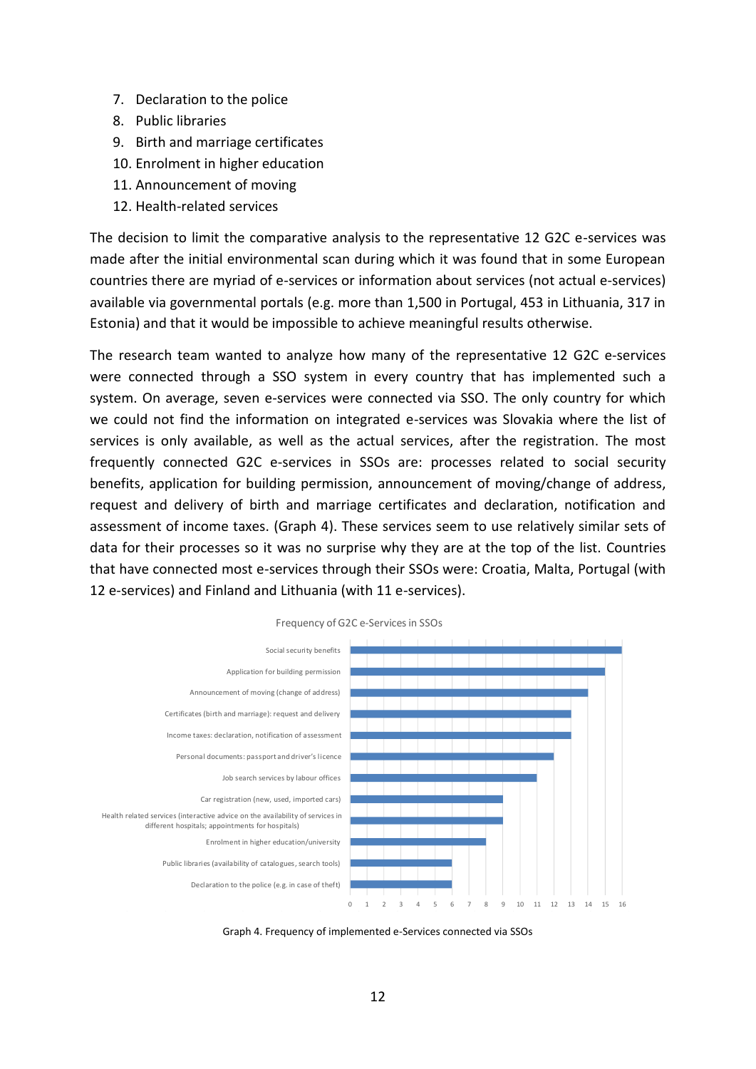7. Declaration to the police
8. Public libraries
9. Birth and marriage certificates
10. Enrolment in higher education
11. Announcement of moving
12. Health-related services

The decision to limit the comparative analysis to the representative 12 G2C e-services was made after the initial environmental scan during which it was found that in some European countries there are myriad of e-services or information about services (not actual e-services) available via governmental portals (e.g. more than 1,500 in Portugal, 453 in Lithuania, 317 in Estonia) and that it would be impossible to achieve meaningful results otherwise.

The research team wanted to analyze how many of the representative 12 G2C e-services were connected through a SSO system in every country that has implemented such a system. On average, seven e-services were connected via SSO. The only country for which we could not find the information on integrated e-services was Slovakia where the list of services is only available, as well as the actual services, after the registration. The most frequently connected G2C e-services in SSOs are: processes related to social security benefits, application for building permission, announcement of moving/change of address, request and delivery of birth and marriage certificates and declaration, notification and assessment of income taxes. (Graph 4). These services seem to use relatively similar sets of data for their processes so it was no surprise why they are at the top of the list. Countries that have connected most e-services through their SSOs were: Croatia, Malta, Portugal (with 12 e-services) and Finland and Lithuania (with 11 e-services).

Frequency of G2C e-Services in SSOs

| Service | Frequency |
|---|---|
| Social security benefits | 16 |
| Application for building permission | 15 |
| Announcement of moving (change of address) | 14 |
| Certificates (birth and marriage): request and delivery | 13 |
| Income taxes: declaration, notification of assessment | 13 |
| Personal documents: passport and driver's licence | 12 |
| Job search services by labour offices | 11 |
| Car registration (new, used, imported cars) | 9 |
| Health related services (interactive advice on the availability of services in different hospitals; appointments for hospitals) | 9 |
| Enrolment in higher education/university | 8 |
| Public libraries (availability of catalogues, search tools) | 6 |
| Declaration to the police (e.g. in case of theft) | 6 |

Graph 4. Frequency of implemented e-Services connected via SSOs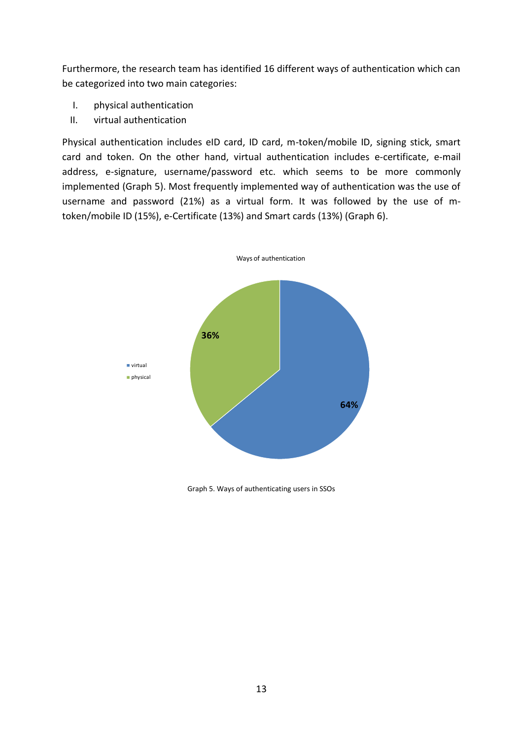Furthermore, the research team has identified 16 different ways of authentication which can be categorized into two main categories:

I. physical authentication
II. virtual authentication

Physical authentication includes eID card, ID card, m-token/mobile ID, signing stick, smart card and token. On the other hand, virtual authentication includes e-certificate, e-mail address, e-signature, username/password etc. which seems to be more commonly implemented (Graph 5). Most frequently implemented way of authentication was the use of username and password (21%) as a virtual form. It was followed by the use of m-token/mobile ID (15%), e-Certificate (13%) and Smart cards (13%) (Graph 6).

Ways of authentication

| Category | Share |
| --- | --- |
| virtual | 64% |
| physical | 36% |

Graph 5. Ways of authenticating users in SSOs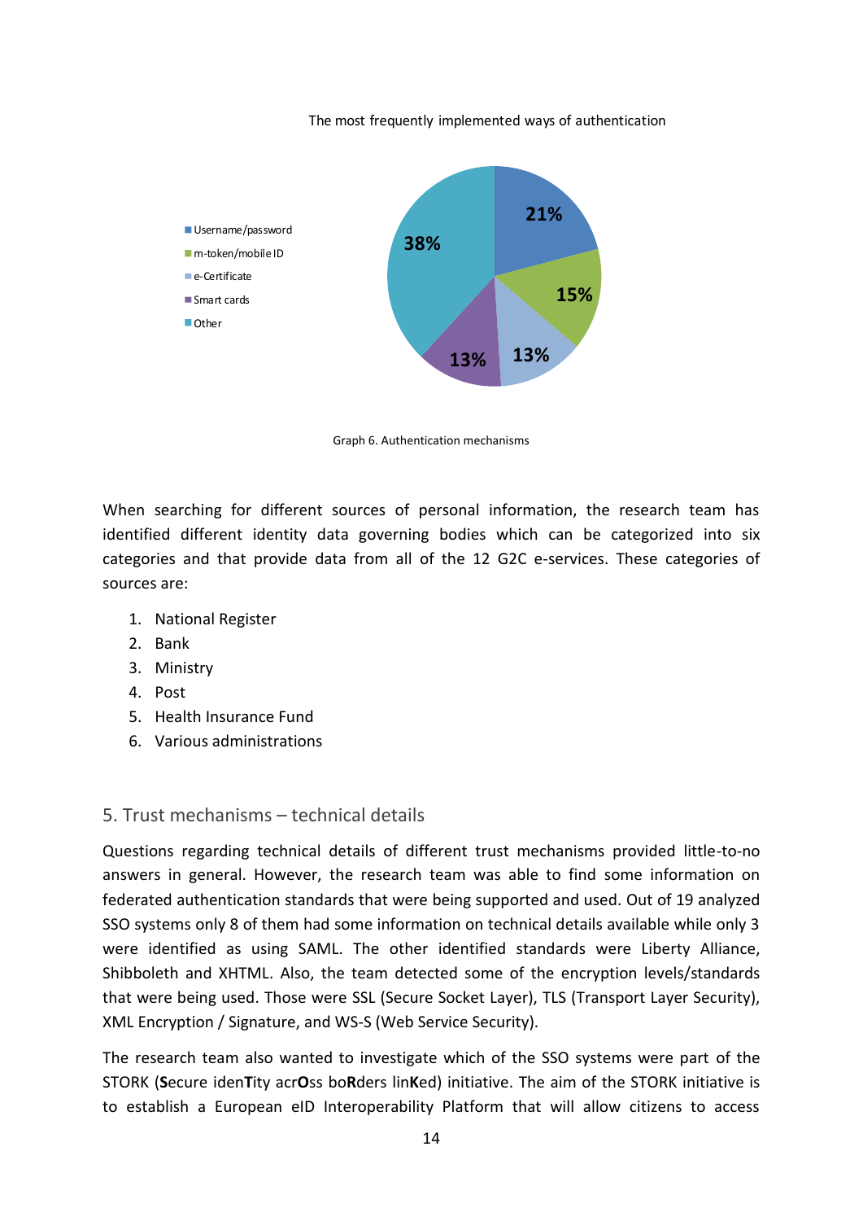The most frequently implemented ways of authentication

- Username/password: 21%
- m-token/mobile ID: 15%
- e-Certificate: 13%
- Smart cards: 13%
- Other: 38%

Graph 6. Authentication mechanisms

When searching for different sources of personal information, the research team has identified different identity data governing bodies which can be categorized into six categories and that provide data from all of the 12 G2C e-services. These categories of sources are:

1. National Register
2. Bank
3. Ministry
4. Post
5. Health Insurance Fund
6. Various administrations

## 5. Trust mechanisms – technical details

Questions regarding technical details of different trust mechanisms provided little-to-no answers in general. However, the research team was able to find some information on federated authentication standards that were being supported and used. Out of 19 analyzed SSO systems only 8 of them had some information on technical details available while only 3 were identified as using SAML. The other identified standards were Liberty Alliance, Shibboleth and XHTML. Also, the team detected some of the encryption levels/standards that were being used. Those were SSL (Secure Socket Layer), TLS (Transport Layer Security), XML Encryption / Signature, and WS-S (Web Service Security).

The research team also wanted to investigate which of the SSO systems were part of the STORK (**S**ecure idenTity acr**O**ss bo**R**ders lin**K**ed) initiative. The aim of the STORK initiative is to establish a European eID Interoperability Platform that will allow citizens to access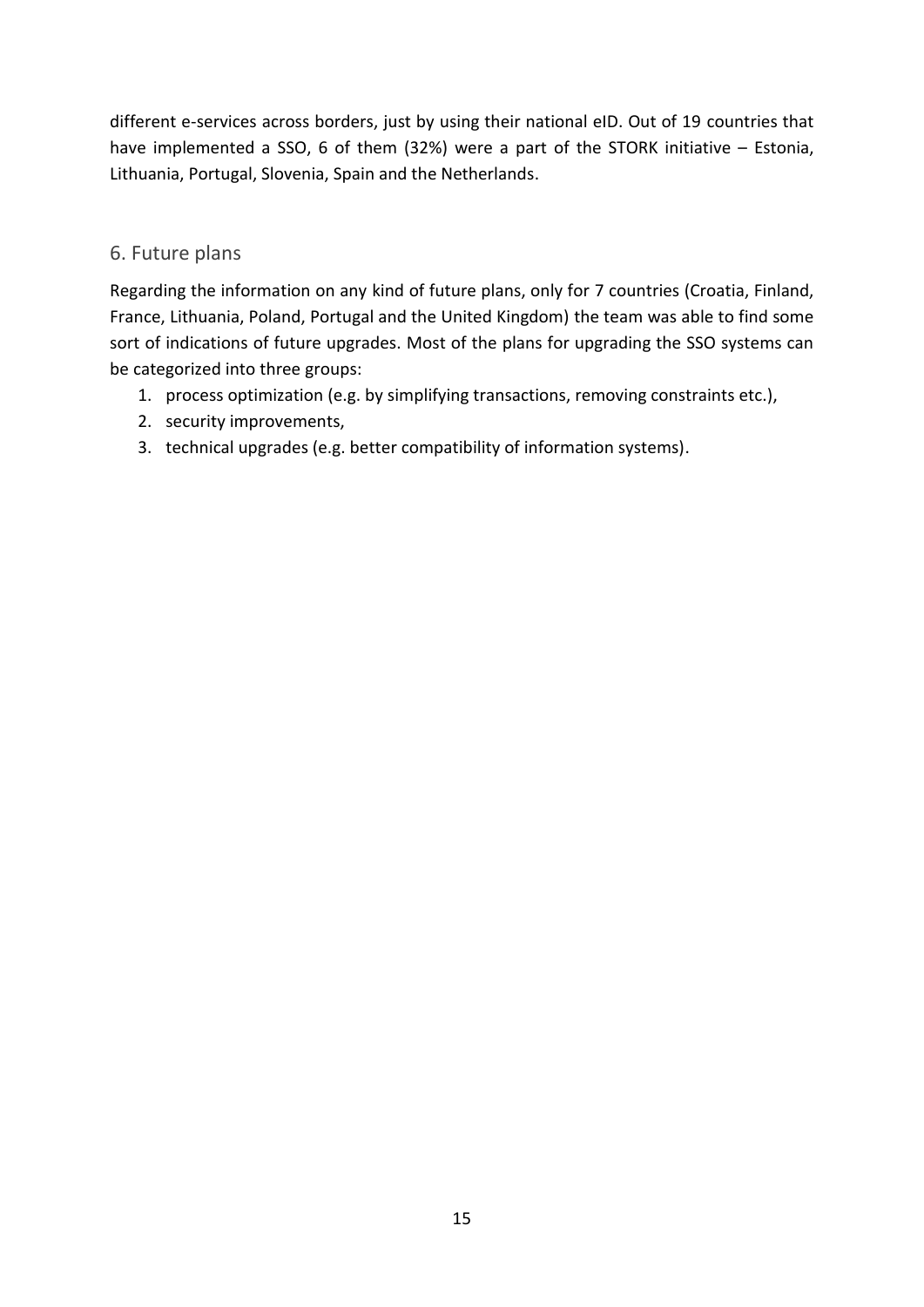different e-services across borders, just by using their national eID. Out of 19 countries that have implemented a SSO, 6 of them (32%) were a part of the STORK initiative – Estonia, Lithuania, Portugal, Slovenia, Spain and the Netherlands.

## 6. Future plans

Regarding the information on any kind of future plans, only for 7 countries (Croatia, Finland, France, Lithuania, Poland, Portugal and the United Kingdom) the team was able to find some sort of indications of future upgrades. Most of the plans for upgrading the SSO systems can be categorized into three groups:

1. process optimization (e.g. by simplifying transactions, removing constraints etc.),
2. security improvements,
3. technical upgrades (e.g. better compatibility of information systems).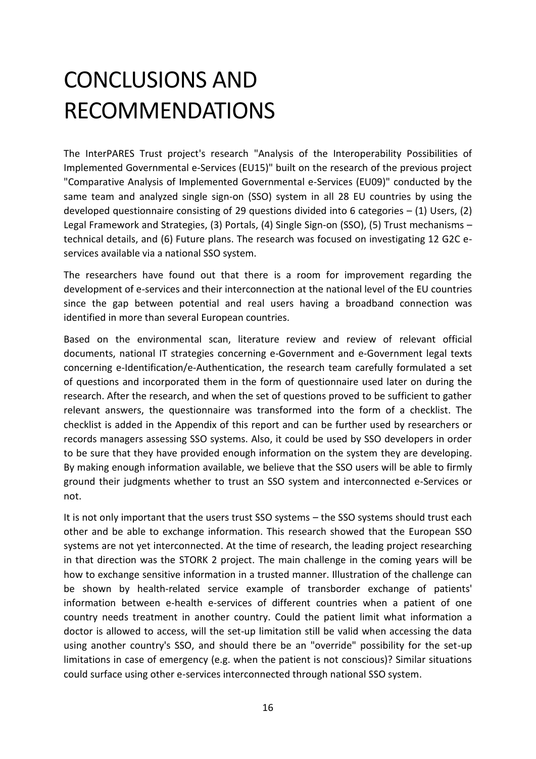# CONCLUSIONS AND RECOMMENDATIONS

The InterPARES Trust project's research "Analysis of the Interoperability Possibilities of Implemented Governmental e-Services (EU15)" built on the research of the previous project "Comparative Analysis of Implemented Governmental e-Services (EU09)" conducted by the same team and analyzed single sign-on (SSO) system in all 28 EU countries by using the developed questionnaire consisting of 29 questions divided into 6 categories – (1) Users, (2) Legal Framework and Strategies, (3) Portals, (4) Single Sign-on (SSO), (5) Trust mechanisms – technical details, and (6) Future plans. The research was focused on investigating 12 G2C e-services available via a national SSO system.

The researchers have found out that there is a room for improvement regarding the development of e-services and their interconnection at the national level of the EU countries since the gap between potential and real users having a broadband connection was identified in more than several European countries.

Based on the environmental scan, literature review and review of relevant official documents, national IT strategies concerning e-Government and e-Government legal texts concerning e-Identification/e-Authentication, the research team carefully formulated a set of questions and incorporated them in the form of questionnaire used later on during the research. After the research, and when the set of questions proved to be sufficient to gather relevant answers, the questionnaire was transformed into the form of a checklist. The checklist is added in the Appendix of this report and can be further used by researchers or records managers assessing SSO systems. Also, it could be used by SSO developers in order to be sure that they have provided enough information on the system they are developing. By making enough information available, we believe that the SSO users will be able to firmly ground their judgments whether to trust an SSO system and interconnected e-Services or not.

It is not only important that the users trust SSO systems – the SSO systems should trust each other and be able to exchange information. This research showed that the European SSO systems are not yet interconnected. At the time of research, the leading project researching in that direction was the STORK 2 project. The main challenge in the coming years will be how to exchange sensitive information in a trusted manner. Illustration of the challenge can be shown by health-related service example of transborder exchange of patients' information between e-health e-services of different countries when a patient of one country needs treatment in another country. Could the patient limit what information a doctor is allowed to access, will the set-up limitation still be valid when accessing the data using another country's SSO, and should there be an "override" possibility for the set-up limitations in case of emergency (e.g. when the patient is not conscious)? Similar situations could surface using other e-services interconnected through national SSO system.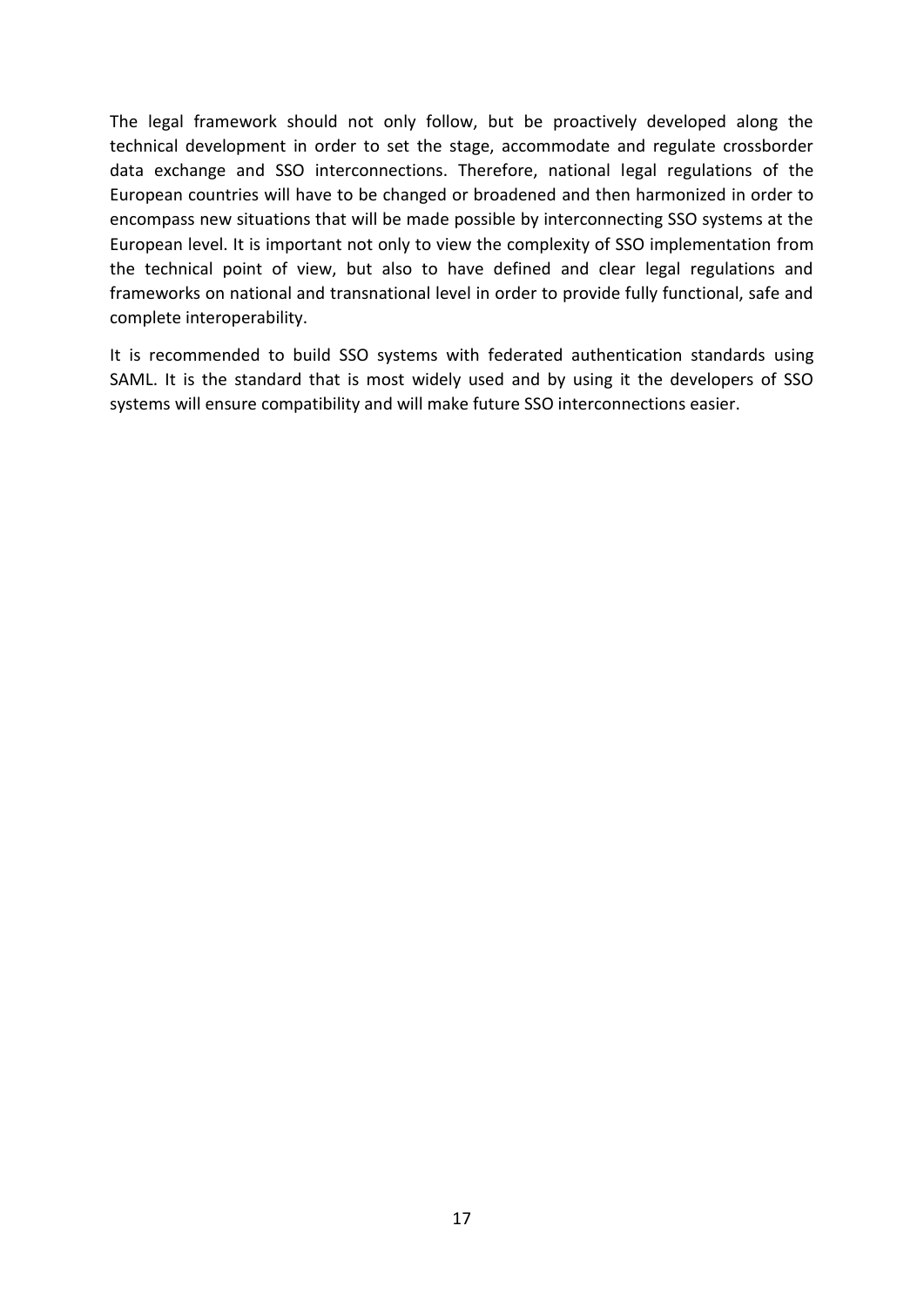The legal framework should not only follow, but be proactively developed along the technical development in order to set the stage, accommodate and regulate crossborder data exchange and SSO interconnections. Therefore, national legal regulations of the European countries will have to be changed or broadened and then harmonized in order to encompass new situations that will be made possible by interconnecting SSO systems at the European level. It is important not only to view the complexity of SSO implementation from the technical point of view, but also to have defined and clear legal regulations and frameworks on national and transnational level in order to provide fully functional, safe and complete interoperability.

It is recommended to build SSO systems with federated authentication standards using SAML. It is the standard that is most widely used and by using it the developers of SSO systems will ensure compatibility and will make future SSO interconnections easier.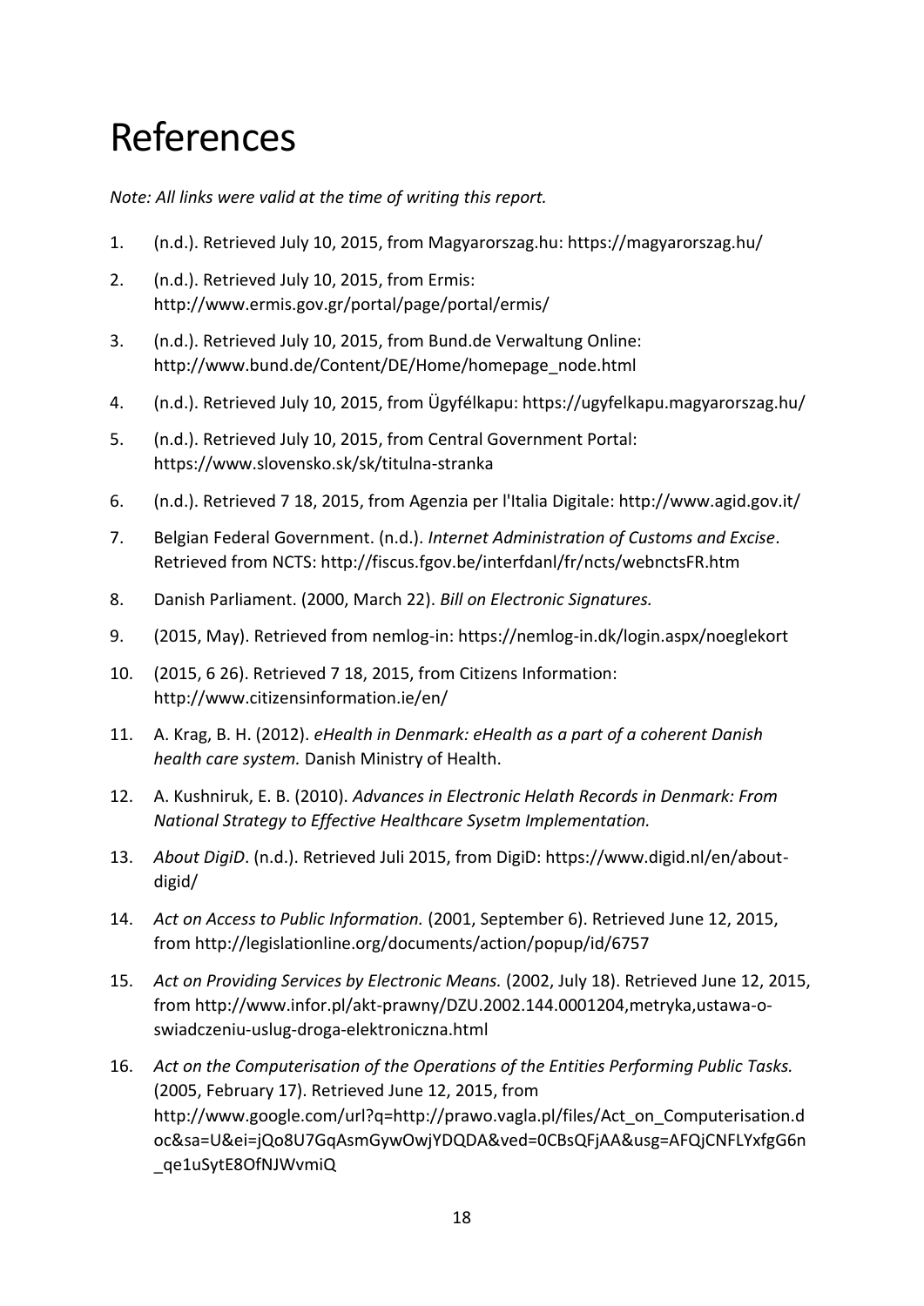# References

*Note: All links were valid at the time of writing this report.*

1. (n.d.). Retrieved July 10, 2015, from Magyarorszag.hu: https://magyarorszag.hu/
2. (n.d.). Retrieved July 10, 2015, from Ermis: http://www.ermis.gov.gr/portal/page/portal/ermis/
3. (n.d.). Retrieved July 10, 2015, from Bund.de Verwaltung Online: http://www.bund.de/Content/DE/Home/homepage_node.html
4. (n.d.). Retrieved July 10, 2015, from Ügyfélkapu: https://ugyfelkapu.magyarorszag.hu/
5. (n.d.). Retrieved July 10, 2015, from Central Government Portal: https://www.slovensko.sk/sk/titulna-stranka
6. (n.d.). Retrieved 7 18, 2015, from Agenzia per l'Italia Digitale: http://www.agid.gov.it/
7. Belgian Federal Government. (n.d.). *Internet Administration of Customs and Excise*. Retrieved from NCTS: http://fiscus.fgov.be/interfdanl/fr/ncts/webnctsFR.htm
8. Danish Parliament. (2000, March 22). *Bill on Electronic Signatures.*
9. (2015, May). Retrieved from nemlog-in: https://nemlog-in.dk/login.aspx/noeglekort
10. (2015, 6 26). Retrieved 7 18, 2015, from Citizens Information: http://www.citizensinformation.ie/en/
11. A. Krag, B. H. (2012). *eHealth in Denmark: eHealth as a part of a coherent Danish health care system.* Danish Ministry of Health.
12. A. Kushniruk, E. B. (2010). *Advances in Electronic Helath Records in Denmark: From National Strategy to Effective Healthcare Sysetm Implementation.*
13. *About DigiD*. (n.d.). Retrieved Juli 2015, from DigiD: https://www.digid.nl/en/about-digid/
14. *Act on Access to Public Information.* (2001, September 6). Retrieved June 12, 2015, from http://legislationline.org/documents/action/popup/id/6757
15. *Act on Providing Services by Electronic Means.* (2002, July 18). Retrieved June 12, 2015, from http://www.infor.pl/akt-prawny/DZU.2002.144.0001204,metryka,ustawa-o-swiadczeniu-uslug-droga-elektroniczna.html
16. *Act on the Computerisation of the Operations of the Entities Performing Public Tasks.* (2005, February 17). Retrieved June 12, 2015, from http://www.google.com/url?q=http://prawo.vagla.pl/files/Act_on_Computerisation.doc&sa=U&ei=jQo8U7GqAsmGywOwjYDQDA&ved=0CBsQFjAA&usg=AFQjCNFLYxfgG6n_qe1uSytE8OfNJWvmiQ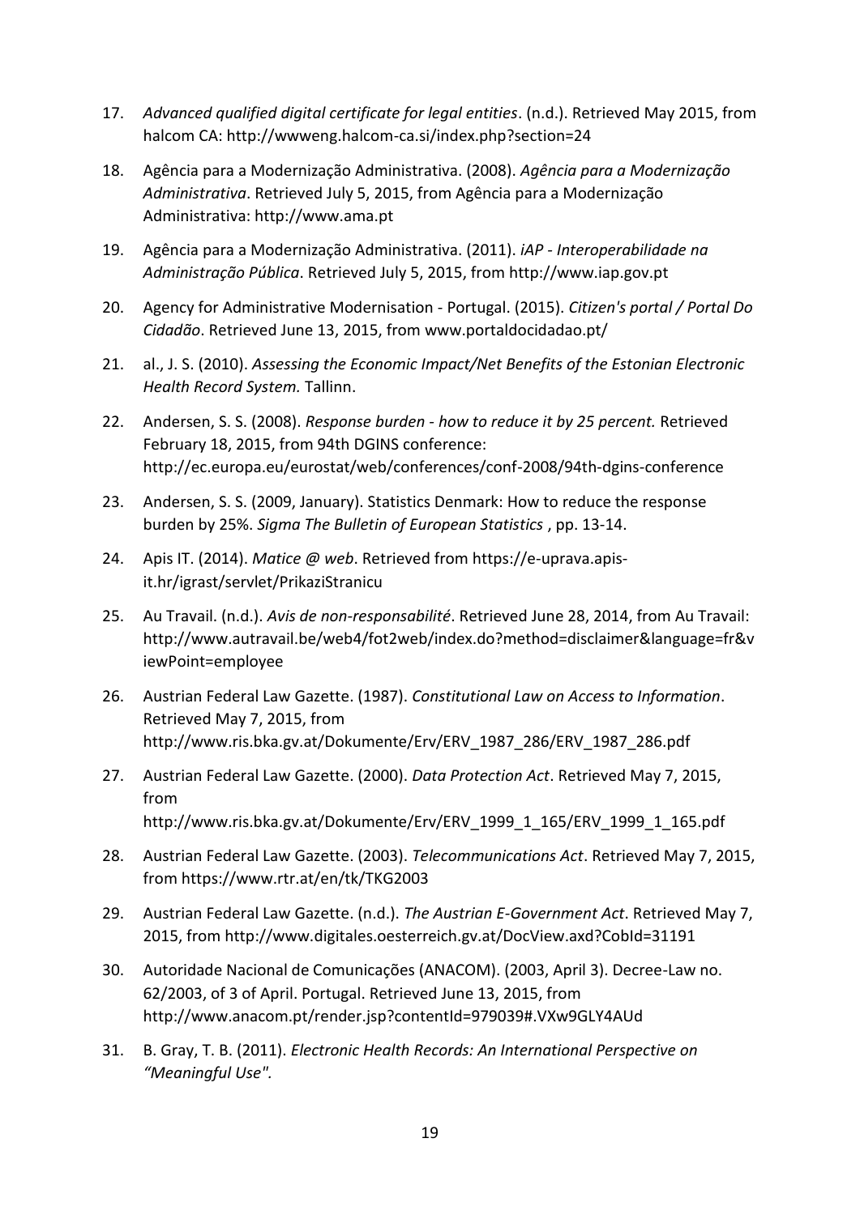17. *Advanced qualified digital certificate for legal entities*. (n.d.). Retrieved May 2015, from halcom CA: http://wwweng.halcom-ca.si/index.php?section=24

18. Agência para a Modernização Administrativa. (2008). *Agência para a Modernização Administrativa*. Retrieved July 5, 2015, from Agência para a Modernização Administrativa: http://www.ama.pt

19. Agência para a Modernização Administrativa. (2011). *iAP - Interoperabilidade na Administração Pública*. Retrieved July 5, 2015, from http://www.iap.gov.pt

20. Agency for Administrative Modernisation - Portugal. (2015). *Citizen's portal / Portal Do Cidadão*. Retrieved June 13, 2015, from www.portaldocidadao.pt/

21. al., J. S. (2010). *Assessing the Economic Impact/Net Benefits of the Estonian Electronic Health Record System.* Tallinn.

22. Andersen, S. S. (2008). *Response burden - how to reduce it by 25 percent.* Retrieved February 18, 2015, from 94th DGINS conference: http://ec.europa.eu/eurostat/web/conferences/conf-2008/94th-dgins-conference

23. Andersen, S. S. (2009, January). Statistics Denmark: How to reduce the response burden by 25%. *Sigma The Bulletin of European Statistics* , pp. 13-14.

24. Apis IT. (2014). *Matice @ web*. Retrieved from https://e-uprava.apis-it.hr/igrast/servlet/PrikaziStranicu

25. Au Travail. (n.d.). *Avis de non-responsabilité*. Retrieved June 28, 2014, from Au Travail: http://www.autravail.be/web4/fot2web/index.do?method=disclaimer&language=fr&viewPoint=employee

26. Austrian Federal Law Gazette. (1987). *Constitutional Law on Access to Information*. Retrieved May 7, 2015, from http://www.ris.bka.gv.at/Dokumente/Erv/ERV_1987_286/ERV_1987_286.pdf

27. Austrian Federal Law Gazette. (2000). *Data Protection Act*. Retrieved May 7, 2015, from http://www.ris.bka.gv.at/Dokumente/Erv/ERV_1999_1_165/ERV_1999_1_165.pdf

28. Austrian Federal Law Gazette. (2003). *Telecommunications Act*. Retrieved May 7, 2015, from https://www.rtr.at/en/tk/TKG2003

29. Austrian Federal Law Gazette. (n.d.). *The Austrian E-Government Act*. Retrieved May 7, 2015, from http://www.digitales.oesterreich.gv.at/DocView.axd?CobId=31191

30. Autoridade Nacional de Comunicações (ANACOM). (2003, April 3). Decree-Law no. 62/2003, of 3 of April. Portugal. Retrieved June 13, 2015, from http://www.anacom.pt/render.jsp?contentId=979039#.VXw9GLY4AUd

31. B. Gray, T. B. (2011). *Electronic Health Records: An International Perspective on "Meaningful Use".*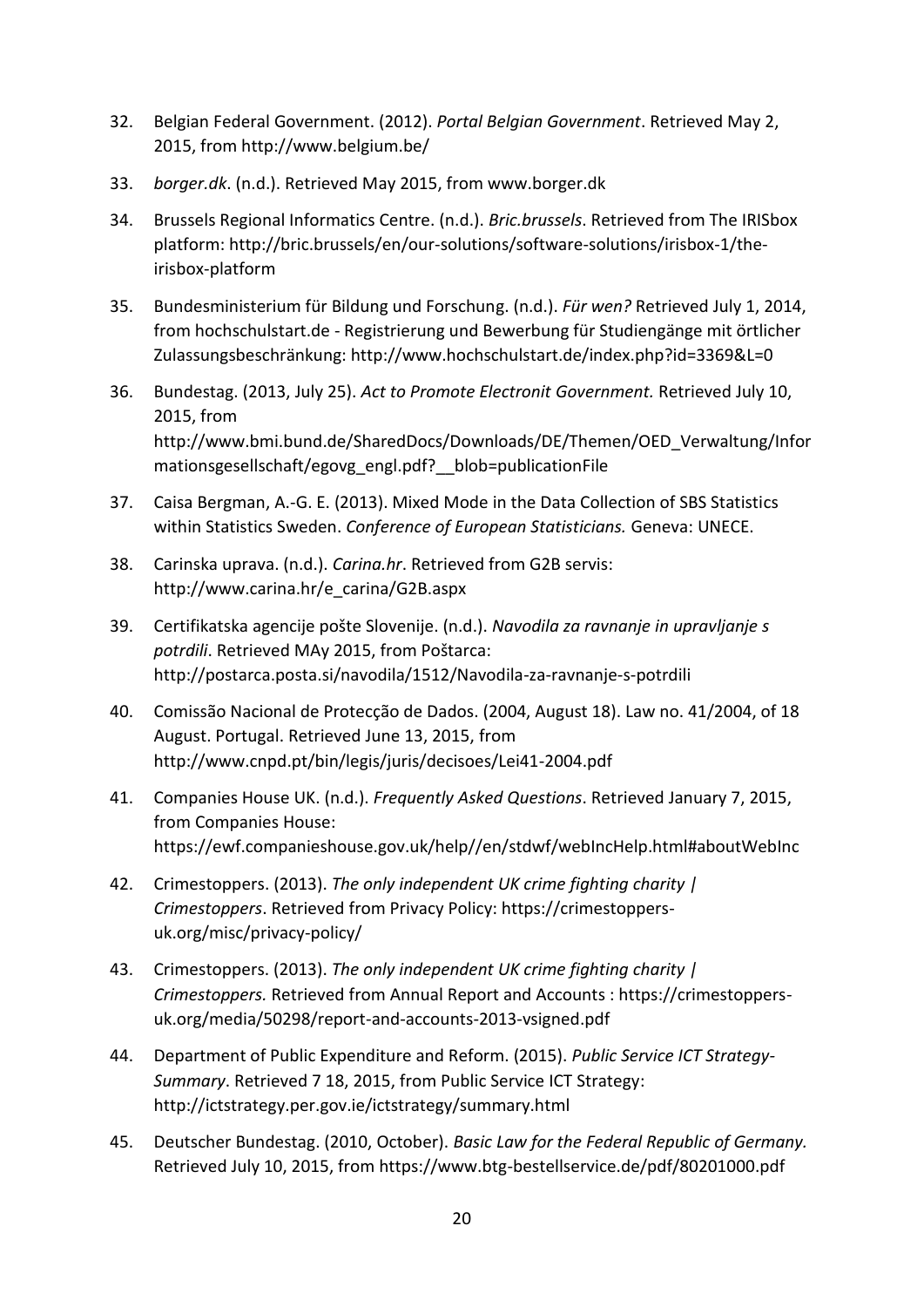32. Belgian Federal Government. (2012). *Portal Belgian Government*. Retrieved May 2, 2015, from http://www.belgium.be/

33. *borger.dk*. (n.d.). Retrieved May 2015, from www.borger.dk

34. Brussels Regional Informatics Centre. (n.d.). *Bric.brussels*. Retrieved from The IRISbox platform: http://bric.brussels/en/our-solutions/software-solutions/irisbox-1/the-irisbox-platform

35. Bundesministerium für Bildung und Forschung. (n.d.). *Für wen?* Retrieved July 1, 2014, from hochschulstart.de - Registrierung und Bewerbung für Studiengänge mit örtlicher Zulassungsbeschränkung: http://www.hochschulstart.de/index.php?id=3369&L=0

36. Bundestag. (2013, July 25). *Act to Promote Electronit Government.* Retrieved July 10, 2015, from http://www.bmi.bund.de/SharedDocs/Downloads/DE/Themen/OED_Verwaltung/Informationsgesellschaft/egovg_engl.pdf?__blob=publicationFile

37. Caisa Bergman, A.-G. E. (2013). Mixed Mode in the Data Collection of SBS Statistics within Statistics Sweden. *Conference of European Statisticians.* Geneva: UNECE.

38. Carinska uprava. (n.d.). *Carina.hr*. Retrieved from G2B servis: http://www.carina.hr/e_carina/G2B.aspx

39. Certifikatska agencije pošte Slovenije. (n.d.). *Navodila za ravnanje in upravljanje s potrdili*. Retrieved MAy 2015, from Poštarca: http://postarca.posta.si/navodila/1512/Navodila-za-ravnanje-s-potrdili

40. Comissão Nacional de Protecção de Dados. (2004, August 18). Law no. 41/2004, of 18 August. Portugal. Retrieved June 13, 2015, from http://www.cnpd.pt/bin/legis/juris/decisoes/Lei41-2004.pdf

41. Companies House UK. (n.d.). *Frequently Asked Questions*. Retrieved January 7, 2015, from Companies House: https://ewf.companieshouse.gov.uk/help//en/stdwf/webIncHelp.html#aboutWebInc

42. Crimestoppers. (2013). *The only independent UK crime fighting charity | Crimestoppers*. Retrieved from Privacy Policy: https://crimestoppers-uk.org/misc/privacy-policy/

43. Crimestoppers. (2013). *The only independent UK crime fighting charity | Crimestoppers.* Retrieved from Annual Report and Accounts : https://crimestoppers-uk.org/media/50298/report-and-accounts-2013-vsigned.pdf

44. Department of Public Expenditure and Reform. (2015). *Public Service ICT Strategy-Summary*. Retrieved 7 18, 2015, from Public Service ICT Strategy: http://ictstrategy.per.gov.ie/ictstrategy/summary.html

45. Deutscher Bundestag. (2010, October). *Basic Law for the Federal Republic of Germany.* Retrieved July 10, 2015, from https://www.btg-bestellservice.de/pdf/80201000.pdf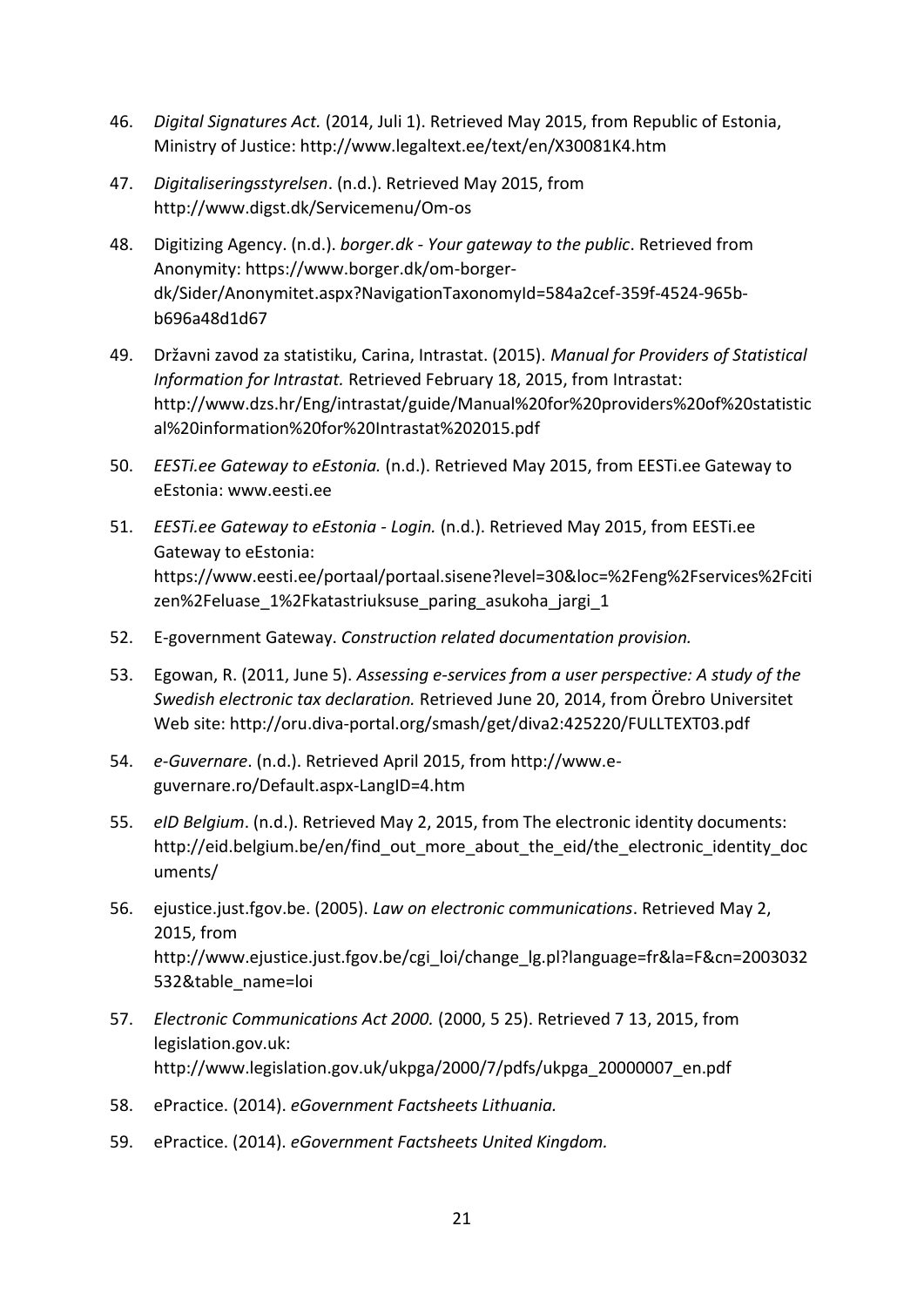46. *Digital Signatures Act.* (2014, Juli 1). Retrieved May 2015, from Republic of Estonia, Ministry of Justice: http://www.legaltext.ee/text/en/X30081K4.htm

47. *Digitaliseringsstyrelsen*. (n.d.). Retrieved May 2015, from http://www.digst.dk/Servicemenu/Om-os

48. Digitizing Agency. (n.d.). *borger.dk - Your gateway to the public*. Retrieved from Anonymity: https://www.borger.dk/om-borger-dk/Sider/Anonymitet.aspx?NavigationTaxonomyId=584a2cef-359f-4524-965b-b696a48d1d67

49. Državni zavod za statistiku, Carina, Intrastat. (2015). *Manual for Providers of Statistical Information for Intrastat.* Retrieved February 18, 2015, from Intrastat: http://www.dzs.hr/Eng/intrastat/guide/Manual%20for%20providers%20of%20statistical%20information%20for%20Intrastat%202015.pdf

50. *EESTi.ee Gateway to eEstonia.* (n.d.). Retrieved May 2015, from EESTi.ee Gateway to eEstonia: www.eesti.ee

51. *EESTi.ee Gateway to eEstonia - Login.* (n.d.). Retrieved May 2015, from EESTi.ee Gateway to eEstonia: https://www.eesti.ee/portaal/portaal.sisene?level=30&loc=%2Feng%2Fservices%2Fcitizen%2Feluase_1%2Fkatastriuksuse_paring_asukoha_jargi_1

52. E-government Gateway. *Construction related documentation provision.*

53. Egowan, R. (2011, June 5). *Assessing e-services from a user perspective: A study of the Swedish electronic tax declaration.* Retrieved June 20, 2014, from Örebro Universitet Web site: http://oru.diva-portal.org/smash/get/diva2:425220/FULLTEXT03.pdf

54. *e-Guvernare*. (n.d.). Retrieved April 2015, from http://www.e-guvernare.ro/Default.aspx-LangID=4.htm

55. *eID Belgium*. (n.d.). Retrieved May 2, 2015, from The electronic identity documents: http://eid.belgium.be/en/find_out_more_about_the_eid/the_electronic_identity_documents/

56. ejustice.just.fgov.be. (2005). *Law on electronic communications*. Retrieved May 2, 2015, from http://www.ejustice.just.fgov.be/cgi_loi/change_lg.pl?language=fr&la=F&cn=2003032532&table_name=loi

57. *Electronic Communications Act 2000.* (2000, 5 25). Retrieved 7 13, 2015, from legislation.gov.uk: http://www.legislation.gov.uk/ukpga/2000/7/pdfs/ukpga_20000007_en.pdf

58. ePractice. (2014). *eGovernment Factsheets Lithuania.*

59. ePractice. (2014). *eGovernment Factsheets United Kingdom.*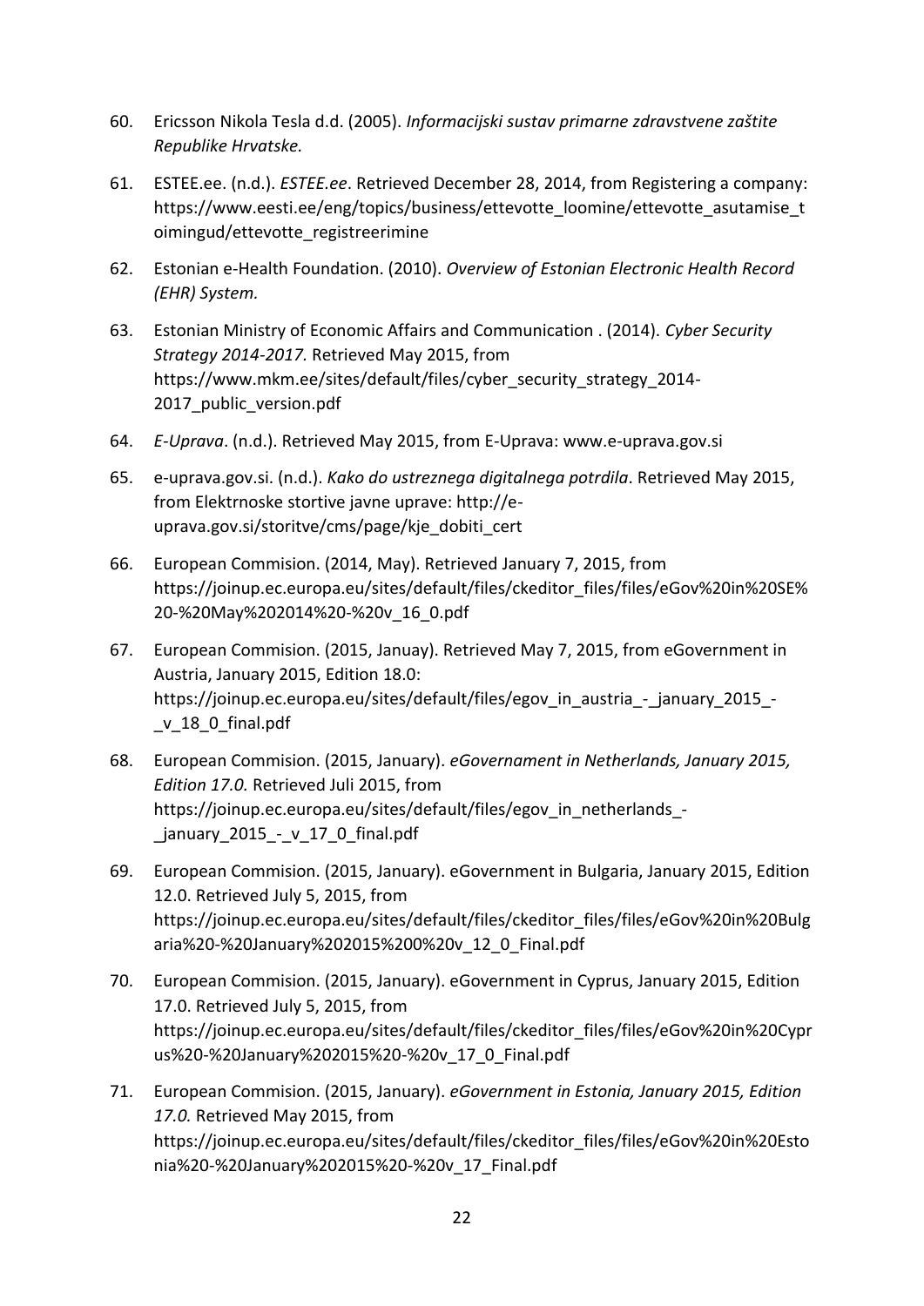60. Ericsson Nikola Tesla d.d. (2005). *Informacijski sustav primarne zdravstvene zaštite Republike Hrvatske.*

61. ESTEE.ee. (n.d.). *ESTEE.ee*. Retrieved December 28, 2014, from Registering a company: https://www.eesti.ee/eng/topics/business/ettevotte_loomine/ettevotte_asutamise_toimingud/ettevotte_registreerimine

62. Estonian e-Health Foundation. (2010). *Overview of Estonian Electronic Health Record (EHR) System.*

63. Estonian Ministry of Economic Affairs and Communication . (2014). *Cyber Security Strategy 2014-2017.* Retrieved May 2015, from https://www.mkm.ee/sites/default/files/cyber_security_strategy_2014-2017_public_version.pdf

64. *E-Uprava*. (n.d.). Retrieved May 2015, from E-Uprava: www.e-uprava.gov.si

65. e-uprava.gov.si. (n.d.). *Kako do ustreznega digitalnega potrdila*. Retrieved May 2015, from Elektrnoske stortive javne uprave: http://e-uprava.gov.si/storitve/cms/page/kje_dobiti_cert

66. European Commision. (2014, May). Retrieved January 7, 2015, from https://joinup.ec.europa.eu/sites/default/files/ckeditor_files/files/eGov%20in%20SE%20-%20May%202014%20-%20v_16_0.pdf

67. European Commision. (2015, Januay). Retrieved May 7, 2015, from eGovernment in Austria, January 2015, Edition 18.0: https://joinup.ec.europa.eu/sites/default/files/egov_in_austria_-_january_2015_-_v_18_0_final.pdf

68. European Commision. (2015, January). *eGovernament in Netherlands, January 2015, Edition 17.0.* Retrieved Juli 2015, from https://joinup.ec.europa.eu/sites/default/files/egov_in_netherlands_-_january_2015_-_v_17_0_final.pdf

69. European Commision. (2015, January). eGovernment in Bulgaria, January 2015, Edition 12.0. Retrieved July 5, 2015, from https://joinup.ec.europa.eu/sites/default/files/ckeditor_files/files/eGov%20in%20Bulgaria%20-%20January%202015%200%20v_12_0_Final.pdf

70. European Commision. (2015, January). eGovernment in Cyprus, January 2015, Edition 17.0. Retrieved July 5, 2015, from https://joinup.ec.europa.eu/sites/default/files/ckeditor_files/files/eGov%20in%20Cyprus%20-%20January%202015%20-%20v_17_0_Final.pdf

71. European Commision. (2015, January). *eGovernment in Estonia, January 2015, Edition 17.0.* Retrieved May 2015, from https://joinup.ec.europa.eu/sites/default/files/ckeditor_files/files/eGov%20in%20Estonia%20-%20January%202015%20-%20v_17_Final.pdf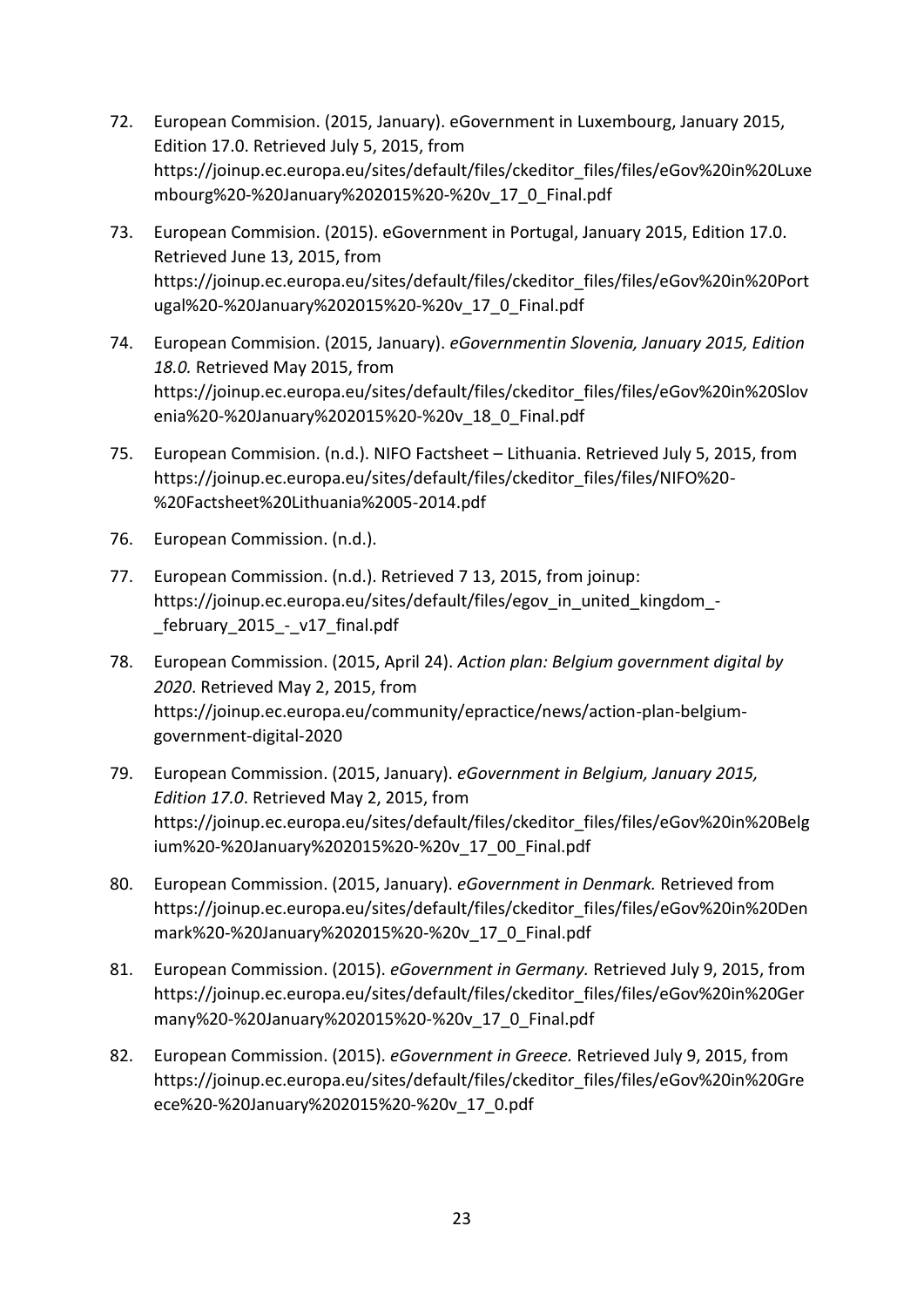72. European Commision. (2015, January). eGovernment in Luxembourg, January 2015, Edition 17.0. Retrieved July 5, 2015, from https://joinup.ec.europa.eu/sites/default/files/ckeditor_files/files/eGov%20in%20Luxembourg%20-%20January%202015%20-%20v_17_0_Final.pdf

73. European Commision. (2015). eGovernment in Portugal, January 2015, Edition 17.0. Retrieved June 13, 2015, from https://joinup.ec.europa.eu/sites/default/files/ckeditor_files/files/eGov%20in%20Portugal%20-%20January%202015%20-%20v_17_0_Final.pdf

74. European Commision. (2015, January). *eGovernmentin Slovenia, January 2015, Edition 18.0.* Retrieved May 2015, from https://joinup.ec.europa.eu/sites/default/files/ckeditor_files/files/eGov%20in%20Slovenia%20-%20January%202015%20-%20v_18_0_Final.pdf

75. European Commision. (n.d.). NIFO Factsheet – Lithuania. Retrieved July 5, 2015, from https://joinup.ec.europa.eu/sites/default/files/ckeditor_files/files/NIFO%20-%20Factsheet%20Lithuania%2005-2014.pdf

76. European Commission. (n.d.).

77. European Commission. (n.d.). Retrieved 7 13, 2015, from joinup: https://joinup.ec.europa.eu/sites/default/files/egov_in_united_kingdom_-_february_2015_-_v17_final.pdf

78. European Commission. (2015, April 24). *Action plan: Belgium government digital by 2020*. Retrieved May 2, 2015, from https://joinup.ec.europa.eu/community/epractice/news/action-plan-belgium-government-digital-2020

79. European Commission. (2015, January). *eGovernment in Belgium, January 2015, Edition 17.0*. Retrieved May 2, 2015, from https://joinup.ec.europa.eu/sites/default/files/ckeditor_files/files/eGov%20in%20Belgium%20-%20January%202015%20-%20v_17_00_Final.pdf

80. European Commission. (2015, January). *eGovernment in Denmark.* Retrieved from https://joinup.ec.europa.eu/sites/default/files/ckeditor_files/files/eGov%20in%20Denmark%20-%20January%202015%20-%20v_17_0_Final.pdf

81. European Commission. (2015). *eGovernment in Germany.* Retrieved July 9, 2015, from https://joinup.ec.europa.eu/sites/default/files/ckeditor_files/files/eGov%20in%20Germany%20-%20January%202015%20-%20v_17_0_Final.pdf

82. European Commission. (2015). *eGovernment in Greece.* Retrieved July 9, 2015, from https://joinup.ec.europa.eu/sites/default/files/ckeditor_files/files/eGov%20in%20Greece%20-%20January%202015%20-%20v_17_0.pdf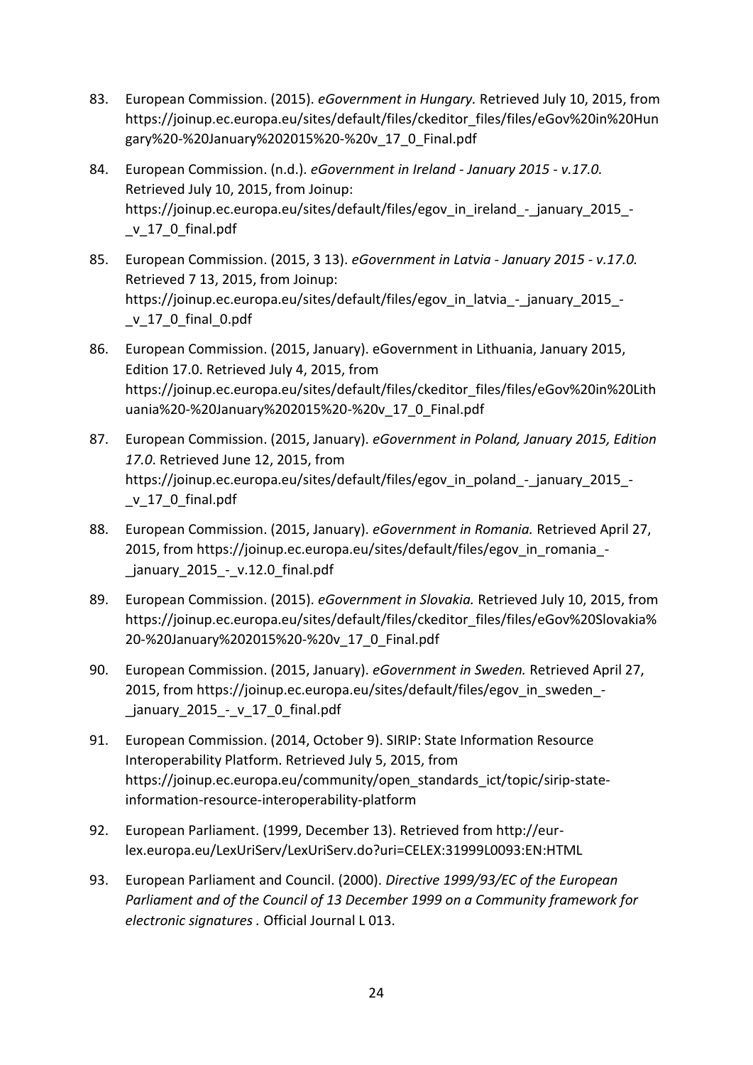83. European Commission. (2015). *eGovernment in Hungary.* Retrieved July 10, 2015, from https://joinup.ec.europa.eu/sites/default/files/ckeditor_files/files/eGov%20in%20Hungary%20-%20January%202015%20-%20v_17_0_Final.pdf

84. European Commission. (n.d.). *eGovernment in Ireland - January 2015 - v.17.0.* Retrieved July 10, 2015, from Joinup: https://joinup.ec.europa.eu/sites/default/files/egov_in_ireland_-_january_2015_-_v_17_0_final.pdf

85. European Commission. (2015, 3 13). *eGovernment in Latvia - January 2015 - v.17.0.* Retrieved 7 13, 2015, from Joinup: https://joinup.ec.europa.eu/sites/default/files/egov_in_latvia_-_january_2015_-_v_17_0_final_0.pdf

86. European Commission. (2015, January). eGovernment in Lithuania, January 2015, Edition 17.0. Retrieved July 4, 2015, from https://joinup.ec.europa.eu/sites/default/files/ckeditor_files/files/eGov%20in%20Lithuania%20-%20January%202015%20-%20v_17_0_Final.pdf

87. European Commission. (2015, January). *eGovernment in Poland, January 2015, Edition 17.0*. Retrieved June 12, 2015, from https://joinup.ec.europa.eu/sites/default/files/egov_in_poland_-_january_2015_-_v_17_0_final.pdf

88. European Commission. (2015, January). *eGovernment in Romania.* Retrieved April 27, 2015, from https://joinup.ec.europa.eu/sites/default/files/egov_in_romania_-_january_2015_-_v.12.0_final.pdf

89. European Commission. (2015). *eGovernment in Slovakia.* Retrieved July 10, 2015, from https://joinup.ec.europa.eu/sites/default/files/ckeditor_files/files/eGov%20Slovakia%20-%20January%202015%20-%20v_17_0_Final.pdf

90. European Commission. (2015, January). *eGovernment in Sweden.* Retrieved April 27, 2015, from https://joinup.ec.europa.eu/sites/default/files/egov_in_sweden_-_january_2015_-_v_17_0_final.pdf

91. European Commission. (2014, October 9). SIRIP: State Information Resource Interoperability Platform. Retrieved July 5, 2015, from https://joinup.ec.europa.eu/community/open_standards_ict/topic/sirip-state-information-resource-interoperability-platform

92. European Parliament. (1999, December 13). Retrieved from http://eur-lex.europa.eu/LexUriServ/LexUriServ.do?uri=CELEX:31999L0093:EN:HTML

93. European Parliament and Council. (2000). *Directive 1999/93/EC of the European Parliament and of the Council of 13 December 1999 on a Community framework for electronic signatures .* Official Journal L 013.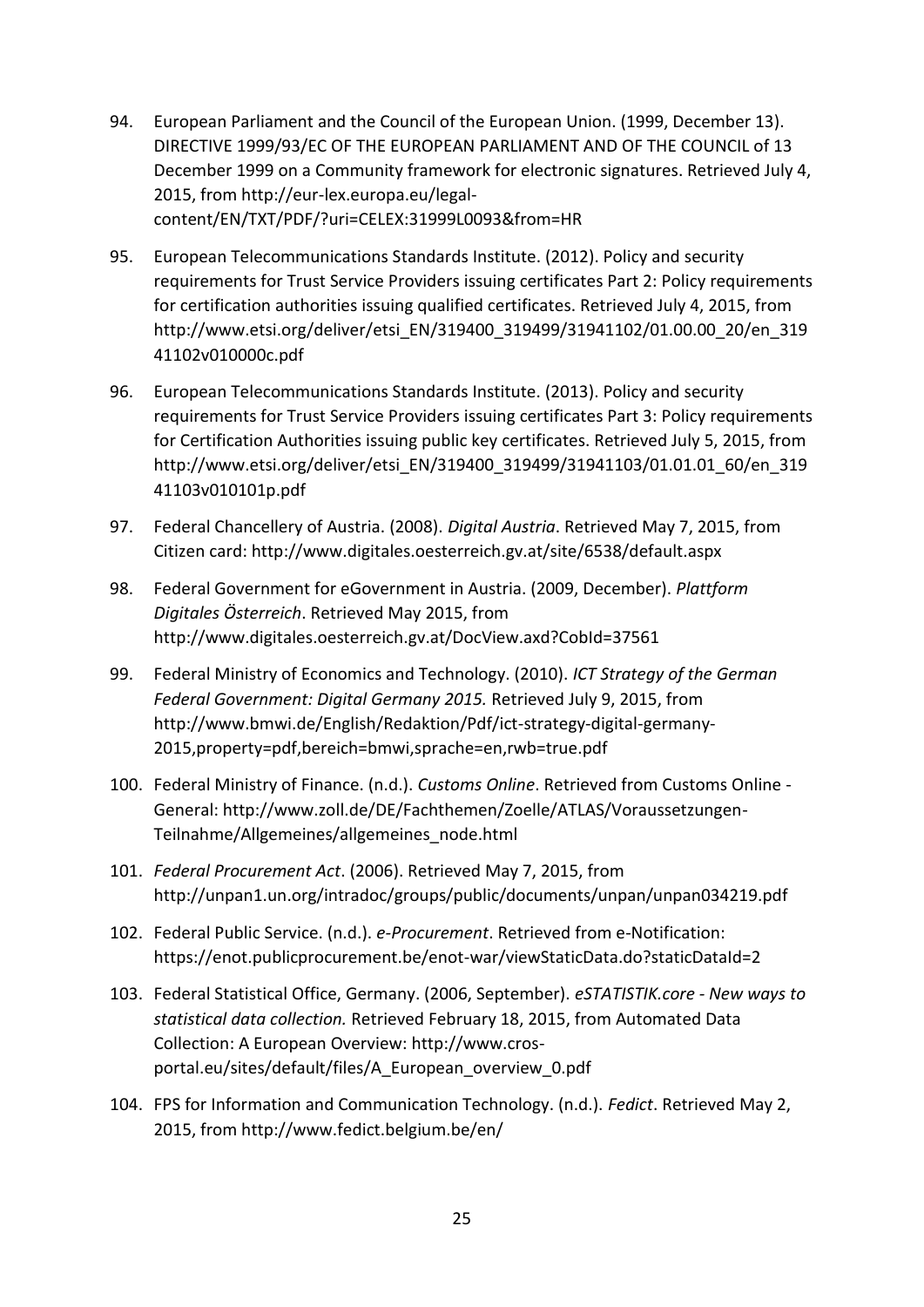94. European Parliament and the Council of the European Union. (1999, December 13). DIRECTIVE 1999/93/EC OF THE EUROPEAN PARLIAMENT AND OF THE COUNCIL of 13 December 1999 on a Community framework for electronic signatures. Retrieved July 4, 2015, from http://eur-lex.europa.eu/legal-content/EN/TXT/PDF/?uri=CELEX:31999L0093&from=HR

95. European Telecommunications Standards Institute. (2012). Policy and security requirements for Trust Service Providers issuing certificates Part 2: Policy requirements for certification authorities issuing qualified certificates. Retrieved July 4, 2015, from http://www.etsi.org/deliver/etsi_EN/319400_319499/31941102/01.00.00_20/en_31941102v010000c.pdf

96. European Telecommunications Standards Institute. (2013). Policy and security requirements for Trust Service Providers issuing certificates Part 3: Policy requirements for Certification Authorities issuing public key certificates. Retrieved July 5, 2015, from http://www.etsi.org/deliver/etsi_EN/319400_319499/31941103/01.01.01_60/en_31941103v010101p.pdf

97. Federal Chancellery of Austria. (2008). *Digital Austria*. Retrieved May 7, 2015, from Citizen card: http://www.digitales.oesterreich.gv.at/site/6538/default.aspx

98. Federal Government for eGovernment in Austria. (2009, December). *Plattform Digitales Österreich*. Retrieved May 2015, from http://www.digitales.oesterreich.gv.at/DocView.axd?CobId=37561

99. Federal Ministry of Economics and Technology. (2010). *ICT Strategy of the German Federal Government: Digital Germany 2015.* Retrieved July 9, 2015, from http://www.bmwi.de/English/Redaktion/Pdf/ict-strategy-digital-germany-2015,property=pdf,bereich=bmwi,sprache=en,rwb=true.pdf

100. Federal Ministry of Finance. (n.d.). *Customs Online*. Retrieved from Customs Online - General: http://www.zoll.de/DE/Fachthemen/Zoelle/ATLAS/Voraussetzungen-Teilnahme/Allgemeines/allgemeines_node.html

101. *Federal Procurement Act*. (2006). Retrieved May 7, 2015, from http://unpan1.un.org/intradoc/groups/public/documents/unpan/unpan034219.pdf

102. Federal Public Service. (n.d.). *e-Procurement*. Retrieved from e-Notification: https://enot.publicprocurement.be/enot-war/viewStaticData.do?staticDataId=2

103. Federal Statistical Office, Germany. (2006, September). *eSTATISTIK.core - New ways to statistical data collection.* Retrieved February 18, 2015, from Automated Data Collection: A European Overview: http://www.cros-portal.eu/sites/default/files/A_European_overview_0.pdf

104. FPS for Information and Communication Technology. (n.d.). *Fedict*. Retrieved May 2, 2015, from http://www.fedict.belgium.be/en/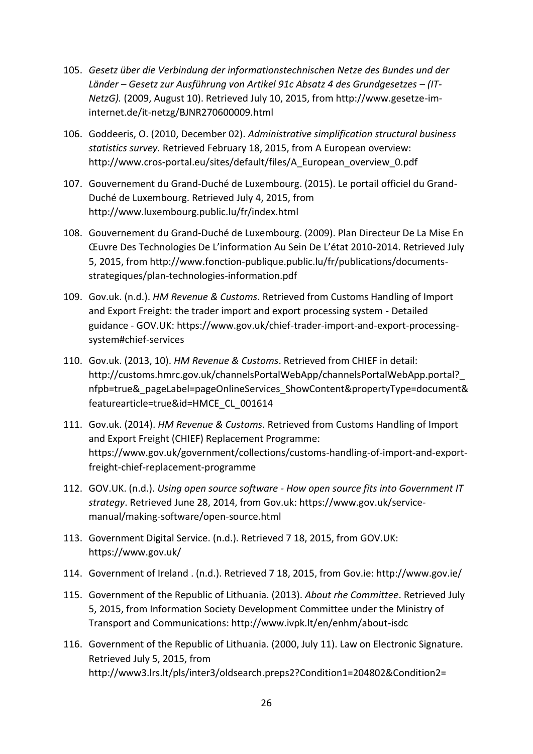105. *Gesetz über die Verbindung der informationstechnischen Netze des Bundes und der Länder – Gesetz zur Ausführung von Artikel 91c Absatz 4 des Grundgesetzes – (IT-NetzG).* (2009, August 10). Retrieved July 10, 2015, from http://www.gesetze-im-internet.de/it-netzg/BJNR270600009.html

106. Goddeeris, O. (2010, December 02). *Administrative simplification structural business statistics survey.* Retrieved February 18, 2015, from A European overview: http://www.cros-portal.eu/sites/default/files/A_European_overview_0.pdf

107. Gouvernement du Grand-Duché de Luxembourg. (2015). Le portail officiel du Grand-Duché de Luxembourg. Retrieved July 4, 2015, from http://www.luxembourg.public.lu/fr/index.html

108. Gouvernement du Grand-Duché de Luxembourg. (2009). Plan Directeur De La Mise En Œuvre Des Technologies De L'information Au Sein De L'état 2010-2014. Retrieved July 5, 2015, from http://www.fonction-publique.public.lu/fr/publications/documents-strategiques/plan-technologies-information.pdf

109. Gov.uk. (n.d.). *HM Revenue & Customs*. Retrieved from Customs Handling of Import and Export Freight: the trader import and export processing system - Detailed guidance - GOV.UK: https://www.gov.uk/chief-trader-import-and-export-processing-system#chief-services

110. Gov.uk. (2013, 10). *HM Revenue & Customs*. Retrieved from CHIEF in detail: http://customs.hmrc.gov.uk/channelsPortalWebApp/channelsPortalWebApp.portal?_nfpb=true&_pageLabel=pageOnlineServices_ShowContent&propertyType=document&featurearticle=true&id=HMCE_CL_001614

111. Gov.uk. (2014). *HM Revenue & Customs*. Retrieved from Customs Handling of Import and Export Freight (CHIEF) Replacement Programme: https://www.gov.uk/government/collections/customs-handling-of-import-and-export-freight-chief-replacement-programme

112. GOV.UK. (n.d.). *Using open source software - How open source fits into Government IT strategy*. Retrieved June 28, 2014, from Gov.uk: https://www.gov.uk/service-manual/making-software/open-source.html

113. Government Digital Service. (n.d.). Retrieved 7 18, 2015, from GOV.UK: https://www.gov.uk/

114. Government of Ireland . (n.d.). Retrieved 7 18, 2015, from Gov.ie: http://www.gov.ie/

115. Government of the Republic of Lithuania. (2013). *About rhe Committee*. Retrieved July 5, 2015, from Information Society Development Committee under the Ministry of Transport and Communications: http://www.ivpk.lt/en/enhm/about-isdc

116. Government of the Republic of Lithuania. (2000, July 11). Law on Electronic Signature. Retrieved July 5, 2015, from http://www3.lrs.lt/pls/inter3/oldsearch.preps2?Condition1=204802&Condition2=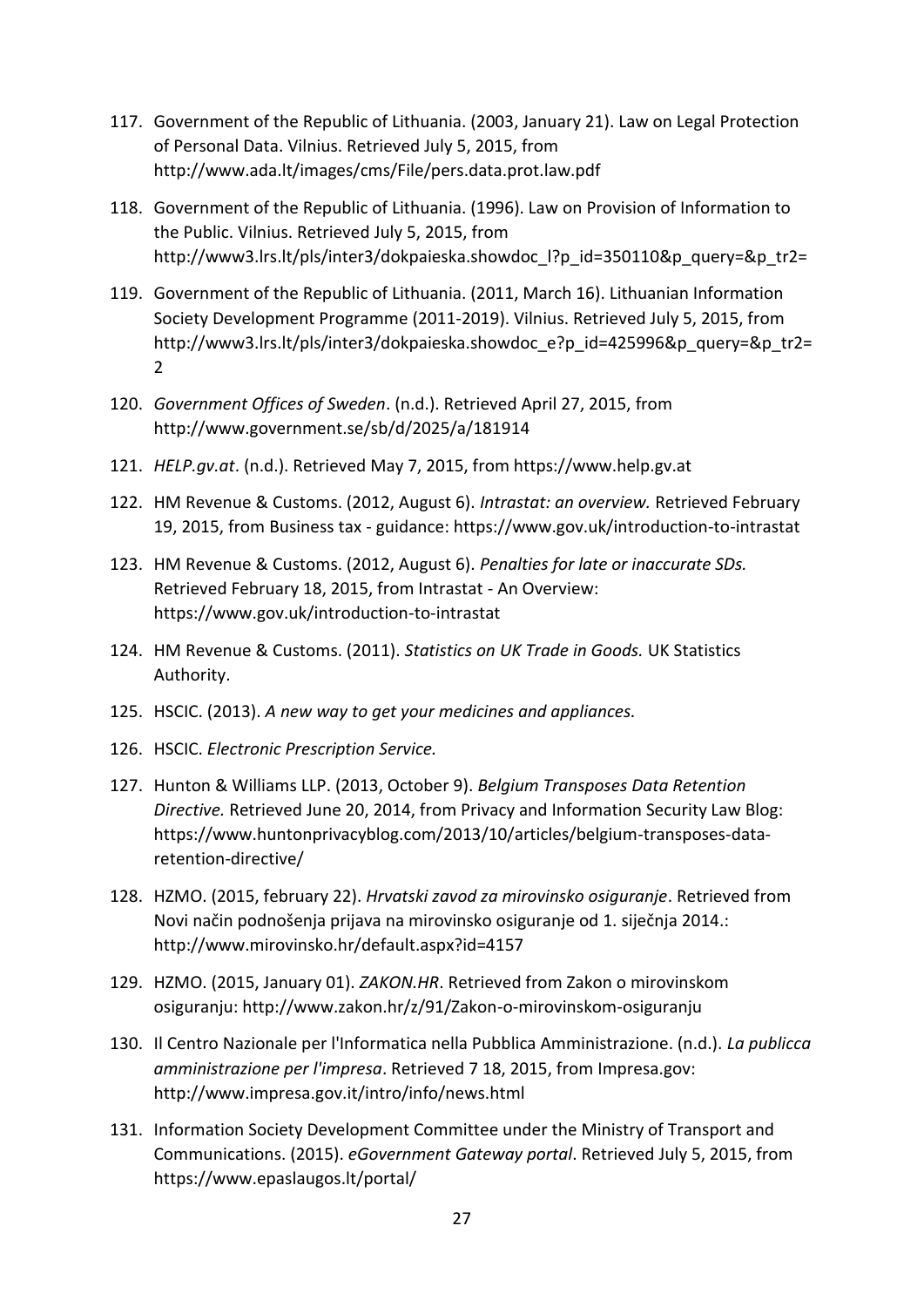117. Government of the Republic of Lithuania. (2003, January 21). Law on Legal Protection of Personal Data. Vilnius. Retrieved July 5, 2015, from http://www.ada.lt/images/cms/File/pers.data.prot.law.pdf

118. Government of the Republic of Lithuania. (1996). Law on Provision of Information to the Public. Vilnius. Retrieved July 5, 2015, from http://www3.lrs.lt/pls/inter3/dokpaieska.showdoc_l?p_id=350110&p_query=&p_tr2=

119. Government of the Republic of Lithuania. (2011, March 16). Lithuanian Information Society Development Programme (2011-2019). Vilnius. Retrieved July 5, 2015, from http://www3.lrs.lt/pls/inter3/dokpaieska.showdoc_e?p_id=425996&p_query=&p_tr2=2

120. *Government Offices of Sweden*. (n.d.). Retrieved April 27, 2015, from http://www.government.se/sb/d/2025/a/181914

121. *HELP.gv.at*. (n.d.). Retrieved May 7, 2015, from https://www.help.gv.at

122. HM Revenue & Customs. (2012, August 6). *Intrastat: an overview.* Retrieved February 19, 2015, from Business tax - guidance: https://www.gov.uk/introduction-to-intrastat

123. HM Revenue & Customs. (2012, August 6). *Penalties for late or inaccurate SDs.* Retrieved February 18, 2015, from Intrastat - An Overview: https://www.gov.uk/introduction-to-intrastat

124. HM Revenue & Customs. (2011). *Statistics on UK Trade in Goods.* UK Statistics Authority.

125. HSCIC. (2013). *A new way to get your medicines and appliances.*

126. HSCIC. *Electronic Prescription Service.*

127. Hunton & Williams LLP. (2013, October 9). *Belgium Transposes Data Retention Directive.* Retrieved June 20, 2014, from Privacy and Information Security Law Blog: https://www.huntonprivacyblog.com/2013/10/articles/belgium-transposes-data-retention-directive/

128. HZMO. (2015, february 22). *Hrvatski zavod za mirovinsko osiguranje*. Retrieved from Novi način podnošenja prijava na mirovinsko osiguranje od 1. siječnja 2014.: http://www.mirovinsko.hr/default.aspx?id=4157

129. HZMO. (2015, January 01). *ZAKON.HR*. Retrieved from Zakon o mirovinskom osiguranju: http://www.zakon.hr/z/91/Zakon-o-mirovinskom-osiguranju

130. Il Centro Nazionale per l'Informatica nella Pubblica Amministrazione. (n.d.). *La publicca amministrazione per l'impresa*. Retrieved 7 18, 2015, from Impresa.gov: http://www.impresa.gov.it/intro/info/news.html

131. Information Society Development Committee under the Ministry of Transport and Communications. (2015). *eGovernment Gateway portal*. Retrieved July 5, 2015, from https://www.epaslaugos.lt/portal/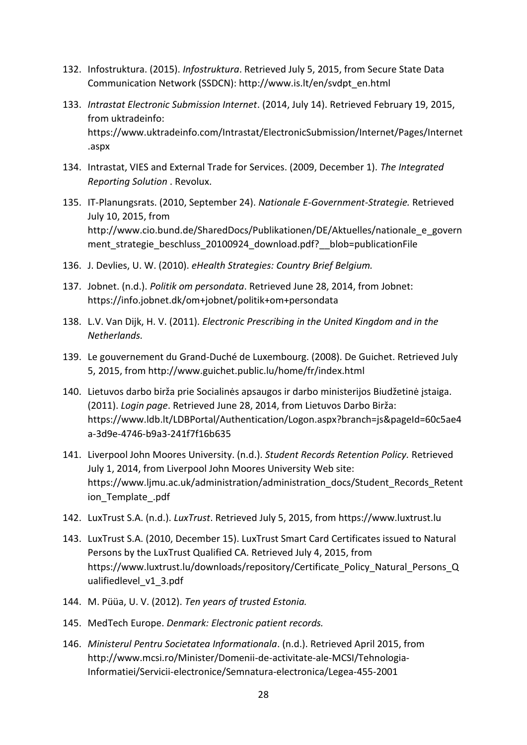132. Infostruktura. (2015). *Infostruktura*. Retrieved July 5, 2015, from Secure State Data Communication Network (SSDCN): http://www.is.lt/en/svdpt_en.html

133. *Intrastat Electronic Submission Internet*. (2014, July 14). Retrieved February 19, 2015, from uktradeinfo: https://www.uktradeinfo.com/Intrastat/ElectronicSubmission/Internet/Pages/Internet.aspx

134. Intrastat, VIES and External Trade for Services. (2009, December 1). *The Integrated Reporting Solution* . Revolux.

135. IT-Planungsrats. (2010, September 24). *Nationale E-Government-Strategie.* Retrieved July 10, 2015, from http://www.cio.bund.de/SharedDocs/Publikationen/DE/Aktuelles/nationale_e_government_strategie_beschluss_20100924_download.pdf?__blob=publicationFile

136. J. Devlies, U. W. (2010). *eHealth Strategies: Country Brief Belgium.*

137. Jobnet. (n.d.). *Politik om persondata*. Retrieved June 28, 2014, from Jobnet: https://info.jobnet.dk/om+jobnet/politik+om+persondata

138. L.V. Van Dijk, H. V. (2011). *Electronic Prescribing in the United Kingdom and in the Netherlands.*

139. Le gouvernement du Grand-Duché de Luxembourg. (2008). De Guichet. Retrieved July 5, 2015, from http://www.guichet.public.lu/home/fr/index.html

140. Lietuvos darbo birža prie Socialinės apsaugos ir darbo ministerijos Biudžetinė įstaiga. (2011). *Login page*. Retrieved June 28, 2014, from Lietuvos Darbo Birža: https://www.ldb.lt/LDBPortal/Authentication/Logon.aspx?branch=js&pageId=60c5ae4a-3d9e-4746-b9a3-241f7f16b635

141. Liverpool John Moores University. (n.d.). *Student Records Retention Policy.* Retrieved July 1, 2014, from Liverpool John Moores University Web site: https://www.ljmu.ac.uk/administration/administration_docs/Student_Records_Retention_Template_.pdf

142. LuxTrust S.A. (n.d.). *LuxTrust*. Retrieved July 5, 2015, from https://www.luxtrust.lu

143. LuxTrust S.A. (2010, December 15). LuxTrust Smart Card Certificates issued to Natural Persons by the LuxTrust Qualified CA. Retrieved July 4, 2015, from https://www.luxtrust.lu/downloads/repository/Certificate_Policy_Natural_Persons_Qualifiedlevel_v1_3.pdf

144. M. Püüa, U. V. (2012). *Ten years of trusted Estonia.*

145. MedTech Europe. *Denmark: Electronic patient records.*

146. *Ministerul Pentru Societatea Informationala*. (n.d.). Retrieved April 2015, from http://www.mcsi.ro/Minister/Domenii-de-activitate-ale-MCSI/Tehnologia-Informatiei/Servicii-electronice/Semnatura-electronica/Legea-455-2001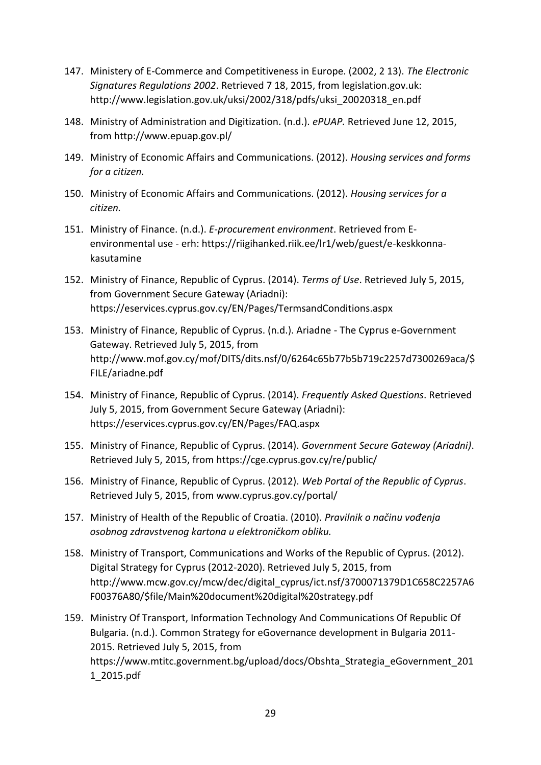147. Ministery of E-Commerce and Competitiveness in Europe. (2002, 2 13). *The Electronic Signatures Regulations 2002*. Retrieved 7 18, 2015, from legislation.gov.uk: http://www.legislation.gov.uk/uksi/2002/318/pdfs/uksi_20020318_en.pdf

148. Ministry of Administration and Digitization. (n.d.). *ePUAP.* Retrieved June 12, 2015, from http://www.epuap.gov.pl/

149. Ministry of Economic Affairs and Communications. (2012). *Housing services and forms for a citizen.*

150. Ministry of Economic Affairs and Communications. (2012). *Housing services for a citizen.*

151. Ministry of Finance. (n.d.). *E-procurement environment*. Retrieved from E-environmental use - erh: https://riigihanked.riik.ee/lr1/web/guest/e-keskkonna-kasutamine

152. Ministry of Finance, Republic of Cyprus. (2014). *Terms of Use*. Retrieved July 5, 2015, from Government Secure Gateway (Ariadni): https://eservices.cyprus.gov.cy/EN/Pages/TermsandConditions.aspx

153. Ministry of Finance, Republic of Cyprus. (n.d.). Ariadne - The Cyprus e-Government Gateway. Retrieved July 5, 2015, from http://www.mof.gov.cy/mof/DITS/dits.nsf/0/6264c65b77b5b719c2257d7300269aca/$FILE/ariadne.pdf

154. Ministry of Finance, Republic of Cyprus. (2014). *Frequently Asked Questions*. Retrieved July 5, 2015, from Government Secure Gateway (Ariadni): https://eservices.cyprus.gov.cy/EN/Pages/FAQ.aspx

155. Ministry of Finance, Republic of Cyprus. (2014). *Government Secure Gateway (Ariadni)*. Retrieved July 5, 2015, from https://cge.cyprus.gov.cy/re/public/

156. Ministry of Finance, Republic of Cyprus. (2012). *Web Portal of the Republic of Cyprus*. Retrieved July 5, 2015, from www.cyprus.gov.cy/portal/

157. Ministry of Health of the Republic of Croatia. (2010). *Pravilnik o načinu vođenja osobnog zdravstvenog kartona u elektroničkom obliku.*

158. Ministry of Transport, Communications and Works of the Republic of Cyprus. (2012). Digital Strategy for Cyprus (2012-2020). Retrieved July 5, 2015, from http://www.mcw.gov.cy/mcw/dec/digital_cyprus/ict.nsf/3700071379D1C658C2257A6F00376A80/$file/Main%20document%20digital%20strategy.pdf

159. Ministry Of Transport, Information Technology And Communications Of Republic Of Bulgaria. (n.d.). Common Strategy for eGovernance development in Bulgaria 2011-2015. Retrieved July 5, 2015, from https://www.mtitc.government.bg/upload/docs/Obshta_Strategia_eGovernment_2011_2015.pdf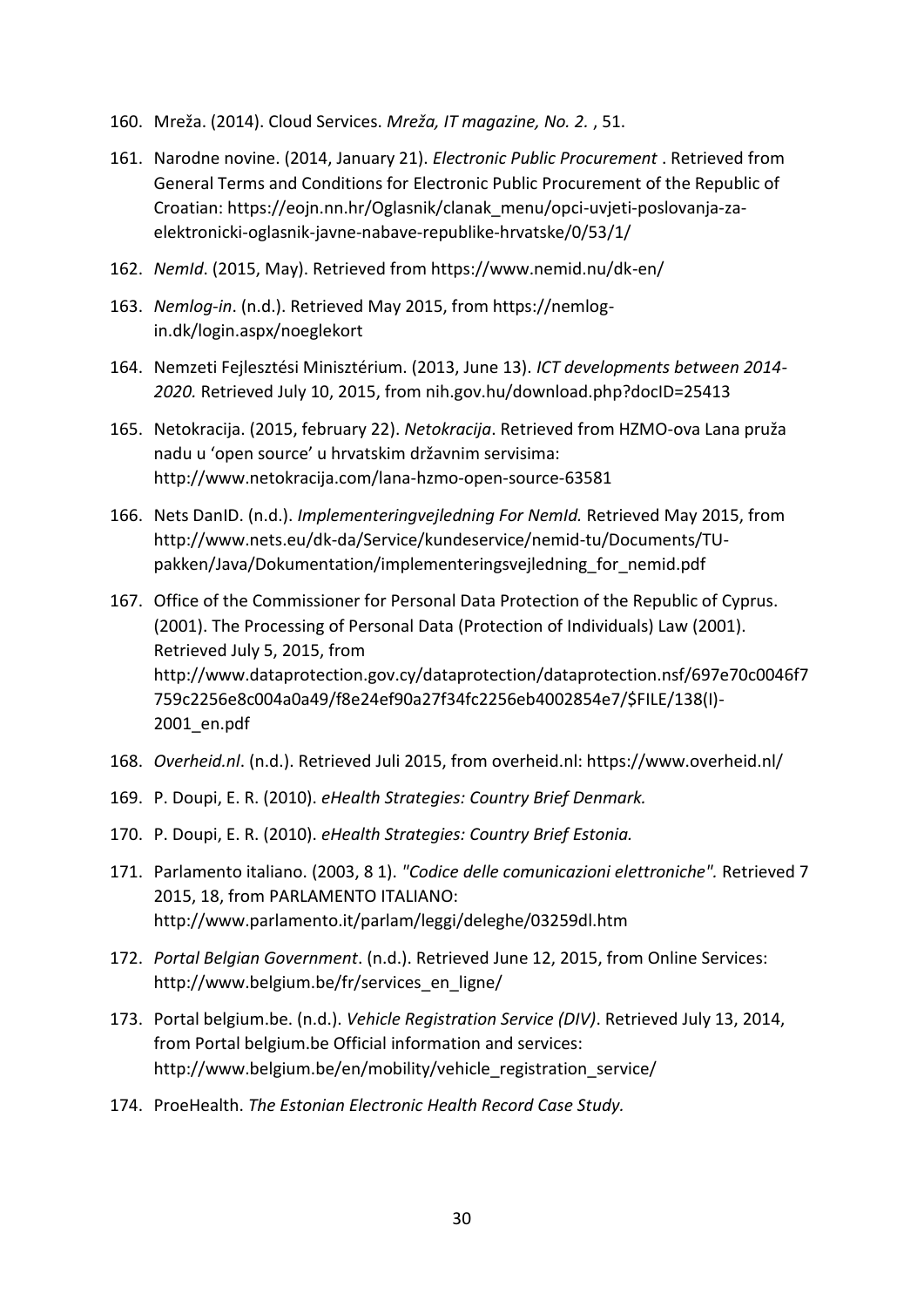160. Mreža. (2014). Cloud Services. *Mreža, IT magazine, No. 2.* , 51.

161. Narodne novine. (2014, January 21). *Electronic Public Procurement* . Retrieved from General Terms and Conditions for Electronic Public Procurement of the Republic of Croatian: https://eojn.nn.hr/Oglasnik/clanak_menu/opci-uvjeti-poslovanja-za-elektronicki-oglasnik-javne-nabave-republike-hrvatske/0/53/1/

162. *NemId*. (2015, May). Retrieved from https://www.nemid.nu/dk-en/

163. *Nemlog-in*. (n.d.). Retrieved May 2015, from https://nemlog-in.dk/login.aspx/noeglekort

164. Nemzeti Fejlesztési Minisztérium. (2013, June 13). *ICT developments between 2014-2020.* Retrieved July 10, 2015, from nih.gov.hu/download.php?docID=25413

165. Netokracija. (2015, february 22). *Netokracija*. Retrieved from HZMO-ova Lana pruža nadu u 'open source' u hrvatskim državnim servisima: http://www.netokracija.com/lana-hzmo-open-source-63581

166. Nets DanID. (n.d.). *Implementeringvejledning For NemId.* Retrieved May 2015, from http://www.nets.eu/dk-da/Service/kundeservice/nemid-tu/Documents/TU-pakken/Java/Dokumentation/implementeringsvejledning_for_nemid.pdf

167. Office of the Commissioner for Personal Data Protection of the Republic of Cyprus. (2001). The Processing of Personal Data (Protection of Individuals) Law (2001). Retrieved July 5, 2015, from http://www.dataprotection.gov.cy/dataprotection/dataprotection.nsf/697e70c0046f7759c2256e8c004a0a49/f8e24ef90a27f34fc2256eb4002854e7/$FILE/138(I)-2001_en.pdf

168. *Overheid.nl*. (n.d.). Retrieved Juli 2015, from overheid.nl: https://www.overheid.nl/

169. P. Doupi, E. R. (2010). *eHealth Strategies: Country Brief Denmark.*

170. P. Doupi, E. R. (2010). *eHealth Strategies: Country Brief Estonia.*

171. Parlamento italiano. (2003, 8 1). *"Codice delle comunicazioni elettroniche".* Retrieved 7 2015, 18, from PARLAMENTO ITALIANO: http://www.parlamento.it/parlam/leggi/deleghe/03259dl.htm

172. *Portal Belgian Government*. (n.d.). Retrieved June 12, 2015, from Online Services: http://www.belgium.be/fr/services_en_ligne/

173. Portal belgium.be. (n.d.). *Vehicle Registration Service (DIV)*. Retrieved July 13, 2014, from Portal belgium.be Official information and services: http://www.belgium.be/en/mobility/vehicle_registration_service/

174. ProeHealth. *The Estonian Electronic Health Record Case Study.*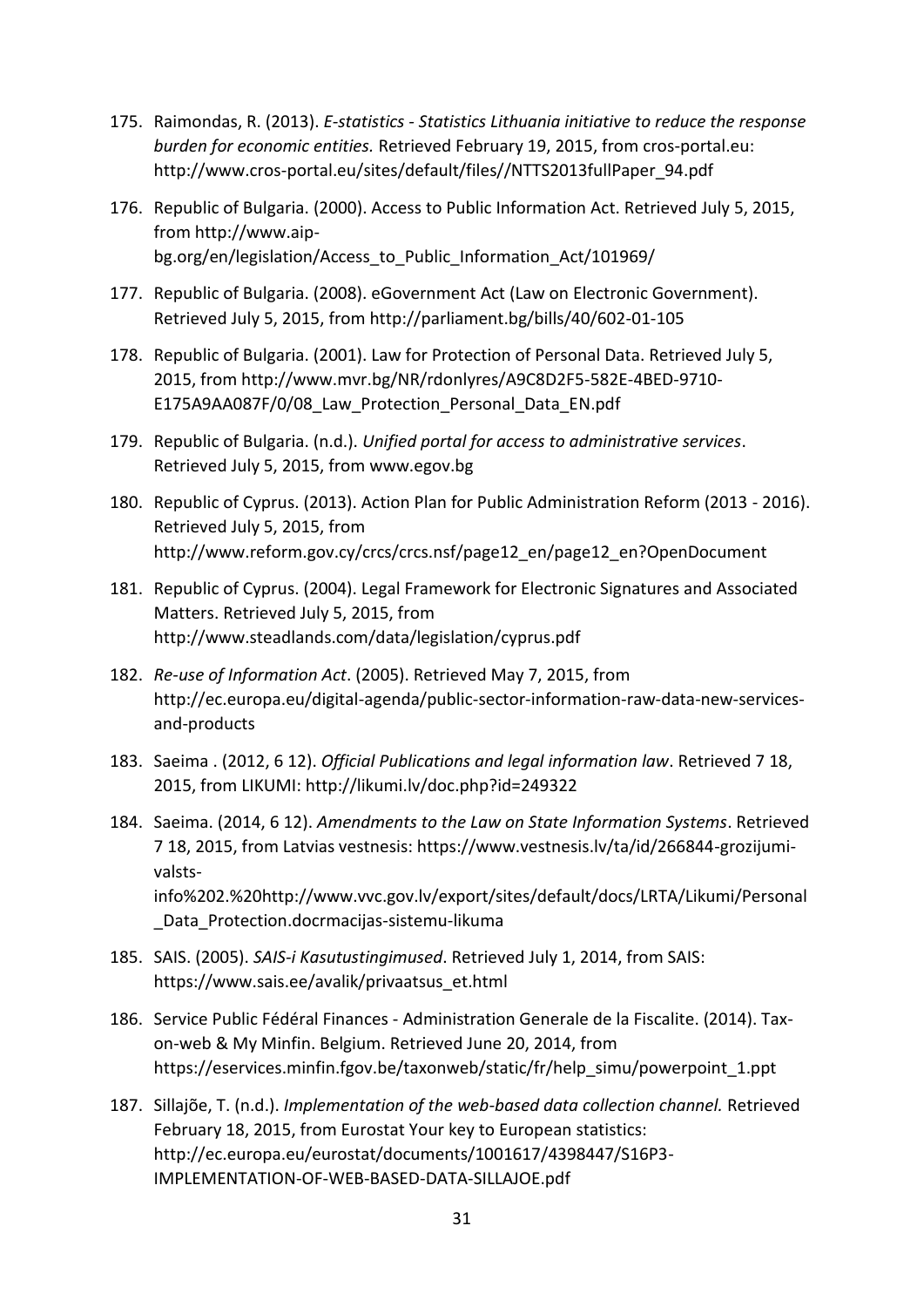175. Raimondas, R. (2013). *E-statistics - Statistics Lithuania initiative to reduce the response burden for economic entities.* Retrieved February 19, 2015, from cros-portal.eu: http://www.cros-portal.eu/sites/default/files//NTTS2013fullPaper_94.pdf

176. Republic of Bulgaria. (2000). Access to Public Information Act. Retrieved July 5, 2015, from http://www.aip-bg.org/en/legislation/Access_to_Public_Information_Act/101969/

177. Republic of Bulgaria. (2008). eGovernment Act (Law on Electronic Government). Retrieved July 5, 2015, from http://parliament.bg/bills/40/602-01-105

178. Republic of Bulgaria. (2001). Law for Protection of Personal Data. Retrieved July 5, 2015, from http://www.mvr.bg/NR/rdonlyres/A9C8D2F5-582E-4BED-9710-E175A9AA087F/0/08_Law_Protection_Personal_Data_EN.pdf

179. Republic of Bulgaria. (n.d.). *Unified portal for access to administrative services*. Retrieved July 5, 2015, from www.egov.bg

180. Republic of Cyprus. (2013). Action Plan for Public Administration Reform (2013 - 2016). Retrieved July 5, 2015, from http://www.reform.gov.cy/crcs/crcs.nsf/page12_en/page12_en?OpenDocument

181. Republic of Cyprus. (2004). Legal Framework for Electronic Signatures and Associated Matters. Retrieved July 5, 2015, from http://www.steadlands.com/data/legislation/cyprus.pdf

182. *Re-use of Information Act*. (2005). Retrieved May 7, 2015, from http://ec.europa.eu/digital-agenda/public-sector-information-raw-data-new-services-and-products

183. Saeima . (2012, 6 12). *Official Publications and legal information law*. Retrieved 7 18, 2015, from LIKUMI: http://likumi.lv/doc.php?id=249322

184. Saeima. (2014, 6 12). *Amendments to the Law on State Information Systems*. Retrieved 7 18, 2015, from Latvias vestnesis: https://www.vestnesis.lv/ta/id/266844-grozijumi-valsts-info%202.%20http://www.vvc.gov.lv/export/sites/default/docs/LRTA/Likumi/Personal_Data_Protection.docrmacijas-sistemu-likuma

185. SAIS. (2005). *SAIS-i Kasutustingimused*. Retrieved July 1, 2014, from SAIS: https://www.sais.ee/avalik/privaatsus_et.html

186. Service Public Fédéral Finances - Administration Generale de la Fiscalite. (2014). Tax-on-web & My Minfin. Belgium. Retrieved June 20, 2014, from https://eservices.minfin.fgov.be/taxonweb/static/fr/help_simu/powerpoint_1.ppt

187. Sillajõe, T. (n.d.). *Implementation of the web-based data collection channel.* Retrieved February 18, 2015, from Eurostat Your key to European statistics: http://ec.europa.eu/eurostat/documents/1001617/4398447/S16P3-IMPLEMENTATION-OF-WEB-BASED-DATA-SILLAJOE.pdf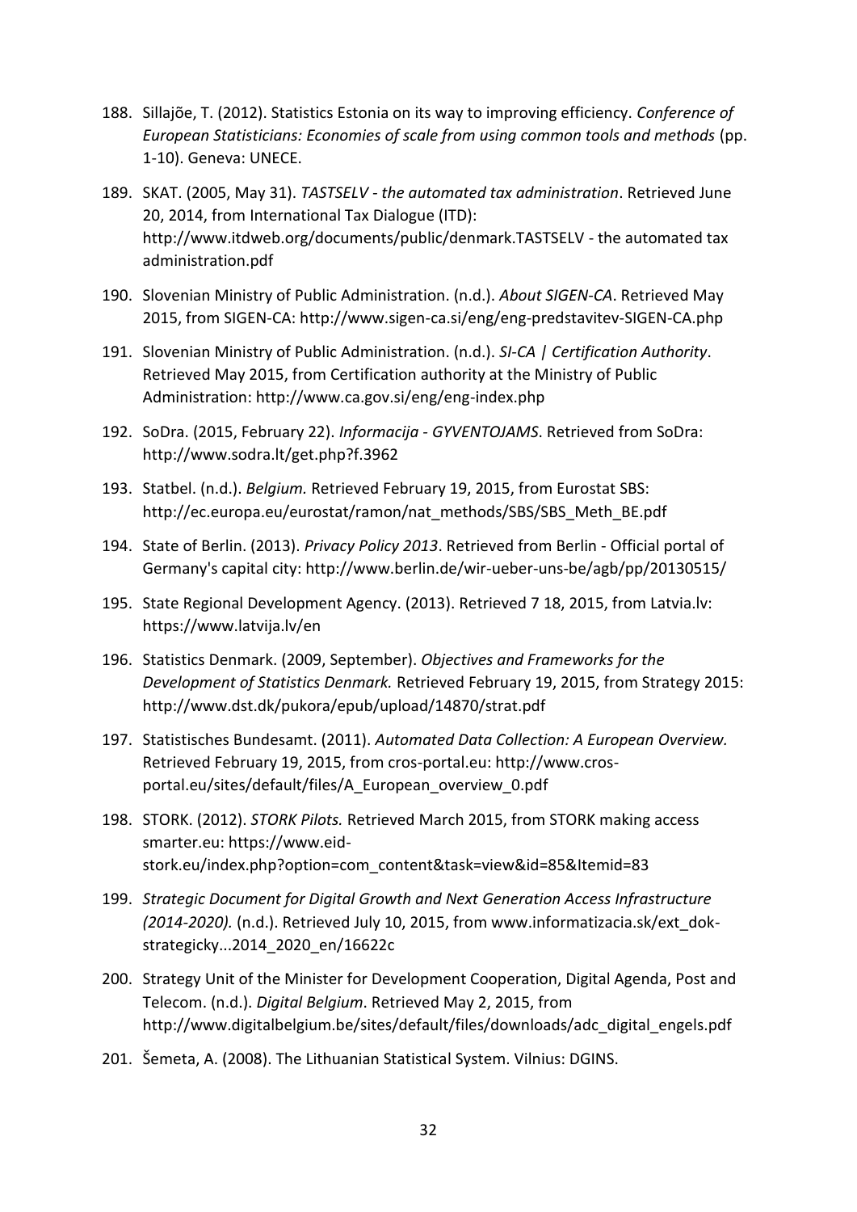188. Sillajõe, T. (2012). Statistics Estonia on its way to improving efficiency. *Conference of European Statisticians: Economies of scale from using common tools and methods* (pp. 1-10). Geneva: UNECE.

189. SKAT. (2005, May 31). *TASTSELV - the automated tax administration*. Retrieved June 20, 2014, from International Tax Dialogue (ITD): http://www.itdweb.org/documents/public/denmark.TASTSELV - the automated tax administration.pdf

190. Slovenian Ministry of Public Administration. (n.d.). *About SIGEN-CA*. Retrieved May 2015, from SIGEN-CA: http://www.sigen-ca.si/eng/eng-predstavitev-SIGEN-CA.php

191. Slovenian Ministry of Public Administration. (n.d.). *SI-CA | Certification Authority*. Retrieved May 2015, from Certification authority at the Ministry of Public Administration: http://www.ca.gov.si/eng/eng-index.php

192. SoDra. (2015, February 22). *Informacija - GYVENTOJAMS*. Retrieved from SoDra: http://www.sodra.lt/get.php?f.3962

193. Statbel. (n.d.). *Belgium.* Retrieved February 19, 2015, from Eurostat SBS: http://ec.europa.eu/eurostat/ramon/nat_methods/SBS/SBS_Meth_BE.pdf

194. State of Berlin. (2013). *Privacy Policy 2013*. Retrieved from Berlin - Official portal of Germany's capital city: http://www.berlin.de/wir-ueber-uns-be/agb/pp/20130515/

195. State Regional Development Agency. (2013). Retrieved 7 18, 2015, from Latvia.lv: https://www.latvija.lv/en

196. Statistics Denmark. (2009, September). *Objectives and Frameworks for the Development of Statistics Denmark.* Retrieved February 19, 2015, from Strategy 2015: http://www.dst.dk/pukora/epub/upload/14870/strat.pdf

197. Statistisches Bundesamt. (2011). *Automated Data Collection: A European Overview.* Retrieved February 19, 2015, from cros-portal.eu: http://www.cros-portal.eu/sites/default/files/A_European_overview_0.pdf

198. STORK. (2012). *STORK Pilots.* Retrieved March 2015, from STORK making access smarter.eu: https://www.eid-stork.eu/index.php?option=com_content&task=view&id=85&Itemid=83

199. *Strategic Document for Digital Growth and Next Generation Access Infrastructure (2014-2020).* (n.d.). Retrieved July 10, 2015, from www.informatizacia.sk/ext_dok-strategicky...2014_2020_en/16622c

200. Strategy Unit of the Minister for Development Cooperation, Digital Agenda, Post and Telecom. (n.d.). *Digital Belgium*. Retrieved May 2, 2015, from http://www.digitalbelgium.be/sites/default/files/downloads/adc_digital_engels.pdf

201. Šemeta, A. (2008). The Lithuanian Statistical System. Vilnius: DGINS.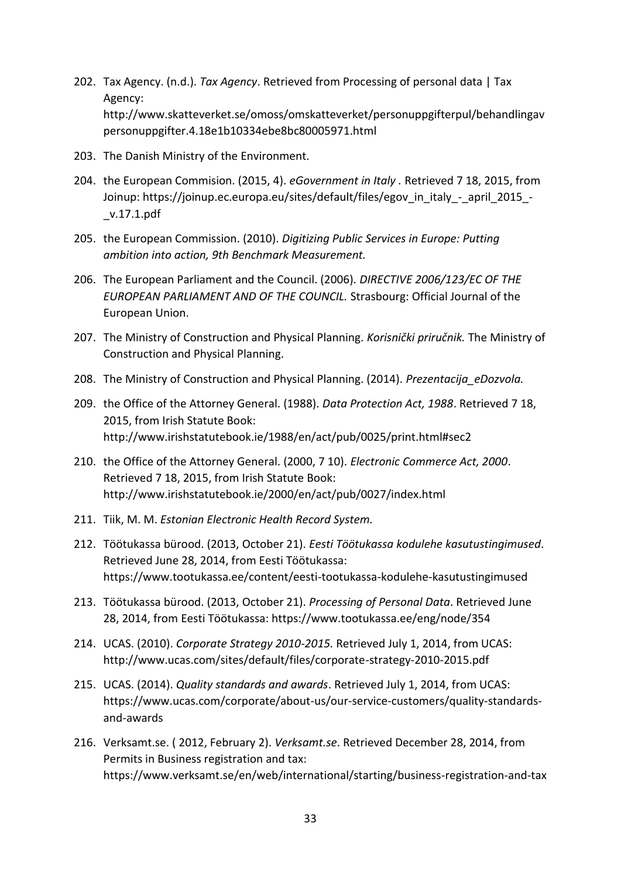202. Tax Agency. (n.d.). *Tax Agency*. Retrieved from Processing of personal data | Tax Agency: http://www.skatteverket.se/omoss/omskatteverket/personuppgifterpul/behandlingavpersonuppgifter.4.18e1b10334ebe8bc80005971.html

203. The Danish Ministry of the Environment.

204. the European Commision. (2015, 4). *eGovernment in Italy .* Retrieved 7 18, 2015, from Joinup: https://joinup.ec.europa.eu/sites/default/files/egov_in_italy_-_april_2015_-_v.17.1.pdf

205. the European Commission. (2010). *Digitizing Public Services in Europe: Putting ambition into action, 9th Benchmark Measurement.*

206. The European Parliament and the Council. (2006). *DIRECTIVE 2006/123/EC OF THE EUROPEAN PARLIAMENT AND OF THE COUNCIL.* Strasbourg: Official Journal of the European Union.

207. The Ministry of Construction and Physical Planning. *Korisnički priručnik.* The Ministry of Construction and Physical Planning.

208. The Ministry of Construction and Physical Planning. (2014). *Prezentacija_eDozvola.*

209. the Office of the Attorney General. (1988). *Data Protection Act, 1988*. Retrieved 7 18, 2015, from Irish Statute Book: http://www.irishstatutebook.ie/1988/en/act/pub/0025/print.html#sec2

210. the Office of the Attorney General. (2000, 7 10). *Electronic Commerce Act, 2000*. Retrieved 7 18, 2015, from Irish Statute Book: http://www.irishstatutebook.ie/2000/en/act/pub/0027/index.html

211. Tiik, M. M. *Estonian Electronic Health Record System.*

212. Töötukassa bürood. (2013, October 21). *Eesti Töötukassa kodulehe kasutustingimused*. Retrieved June 28, 2014, from Eesti Töötukassa: https://www.tootukassa.ee/content/eesti-tootukassa-kodulehe-kasutustingimused

213. Töötukassa bürood. (2013, October 21). *Processing of Personal Data*. Retrieved June 28, 2014, from Eesti Töötukassa: https://www.tootukassa.ee/eng/node/354

214. UCAS. (2010). *Corporate Strategy 2010-2015.* Retrieved July 1, 2014, from UCAS: http://www.ucas.com/sites/default/files/corporate-strategy-2010-2015.pdf

215. UCAS. (2014). *Quality standards and awards*. Retrieved July 1, 2014, from UCAS: https://www.ucas.com/corporate/about-us/our-service-customers/quality-standards-and-awards

216. Verksamt.se. ( 2012, February 2). *Verksamt.se*. Retrieved December 28, 2014, from Permits in Business registration and tax: https://www.verksamt.se/en/web/international/starting/business-registration-and-tax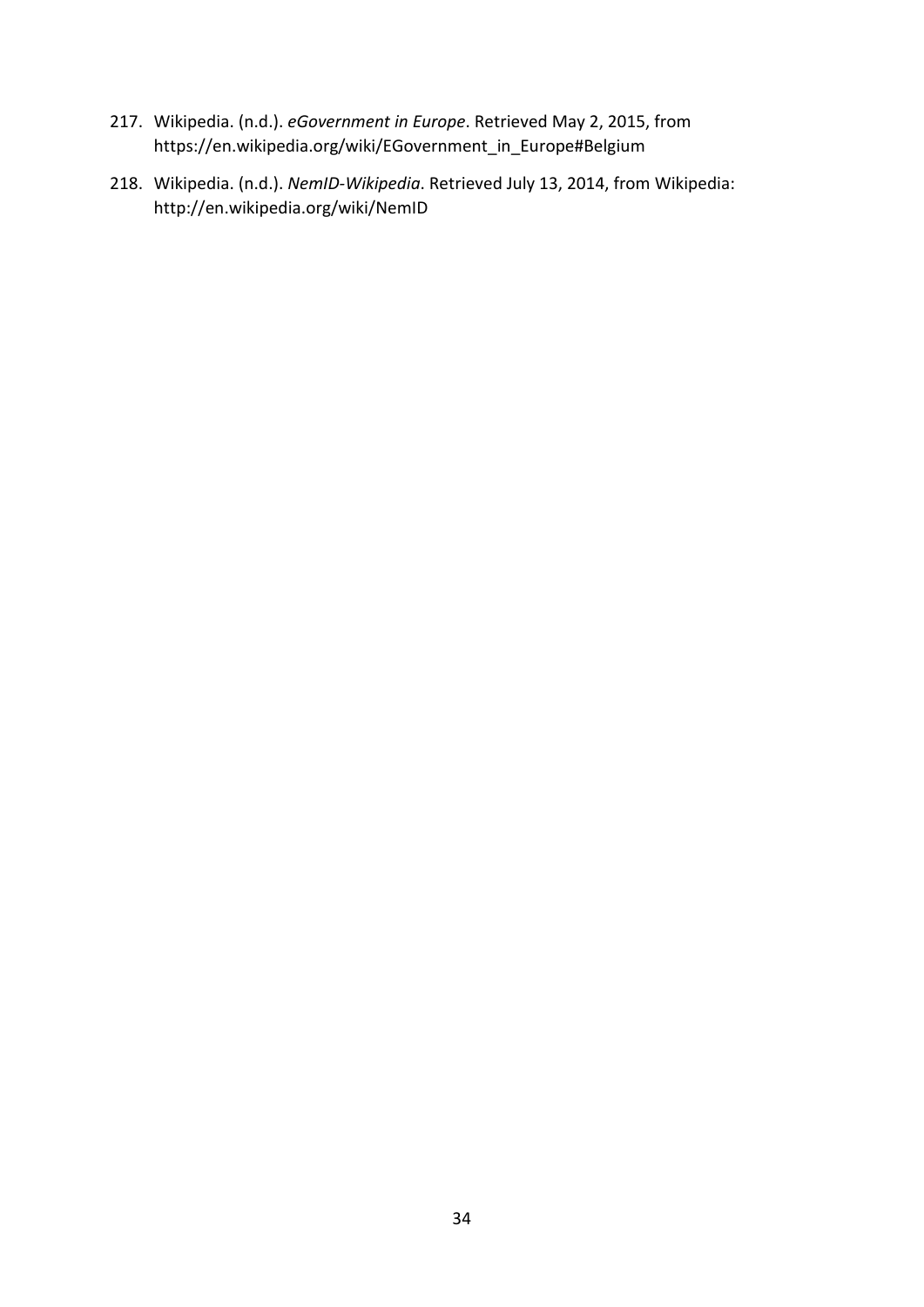217. Wikipedia. (n.d.). *eGovernment in Europe*. Retrieved May 2, 2015, from https://en.wikipedia.org/wiki/EGovernment_in_Europe#Belgium

218. Wikipedia. (n.d.). *NemID-Wikipedia*. Retrieved July 13, 2014, from Wikipedia: http://en.wikipedia.org/wiki/NemID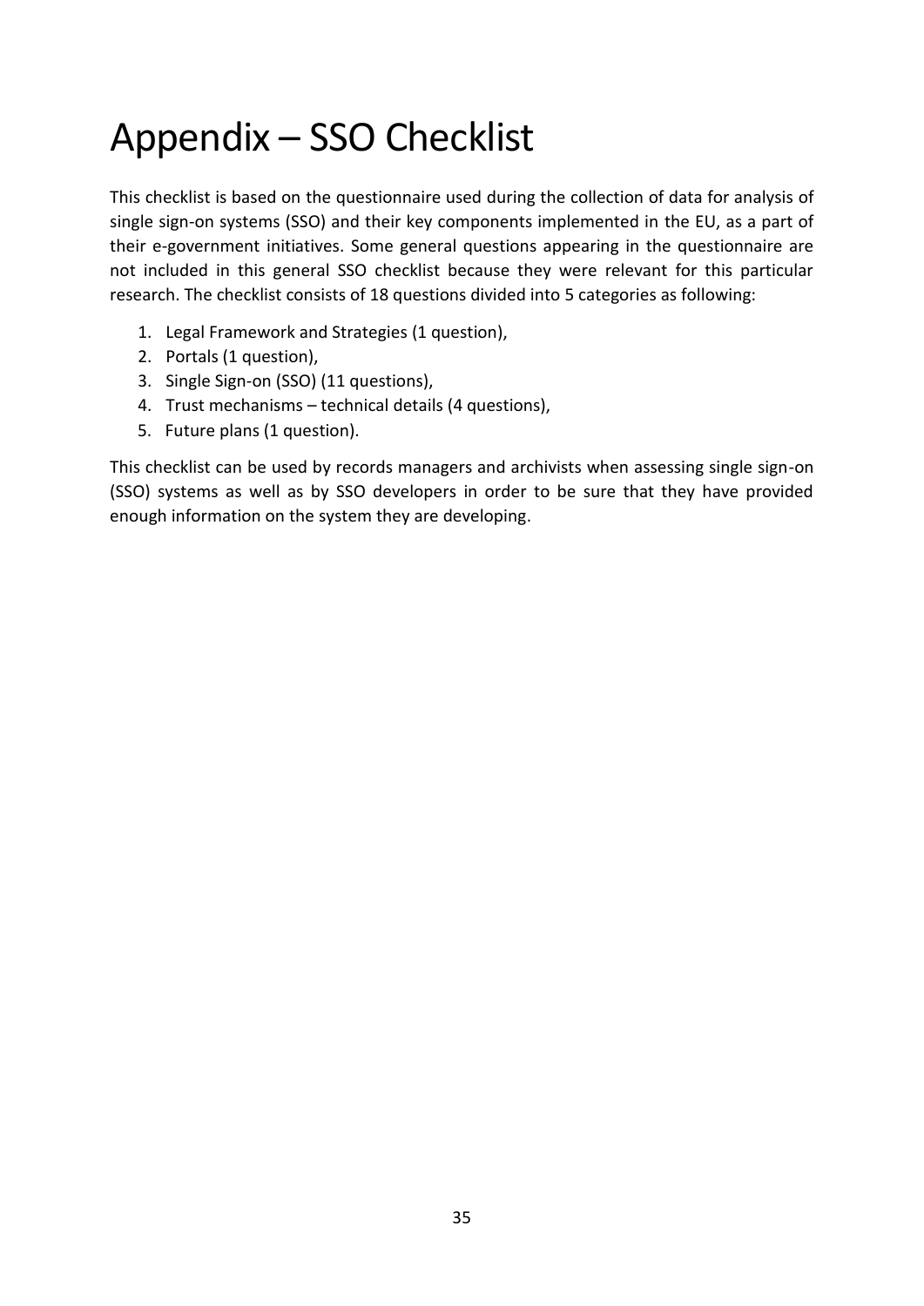# Appendix – SSO Checklist

This checklist is based on the questionnaire used during the collection of data for analysis of single sign-on systems (SSO) and their key components implemented in the EU, as a part of their e-government initiatives. Some general questions appearing in the questionnaire are not included in this general SSO checklist because they were relevant for this particular research. The checklist consists of 18 questions divided into 5 categories as following:

1. Legal Framework and Strategies (1 question),
2. Portals (1 question),
3. Single Sign-on (SSO) (11 questions),
4. Trust mechanisms – technical details (4 questions),
5. Future plans (1 question).

This checklist can be used by records managers and archivists when assessing single sign-on (SSO) systems as well as by SSO developers in order to be sure that they have provided enough information on the system they are developing.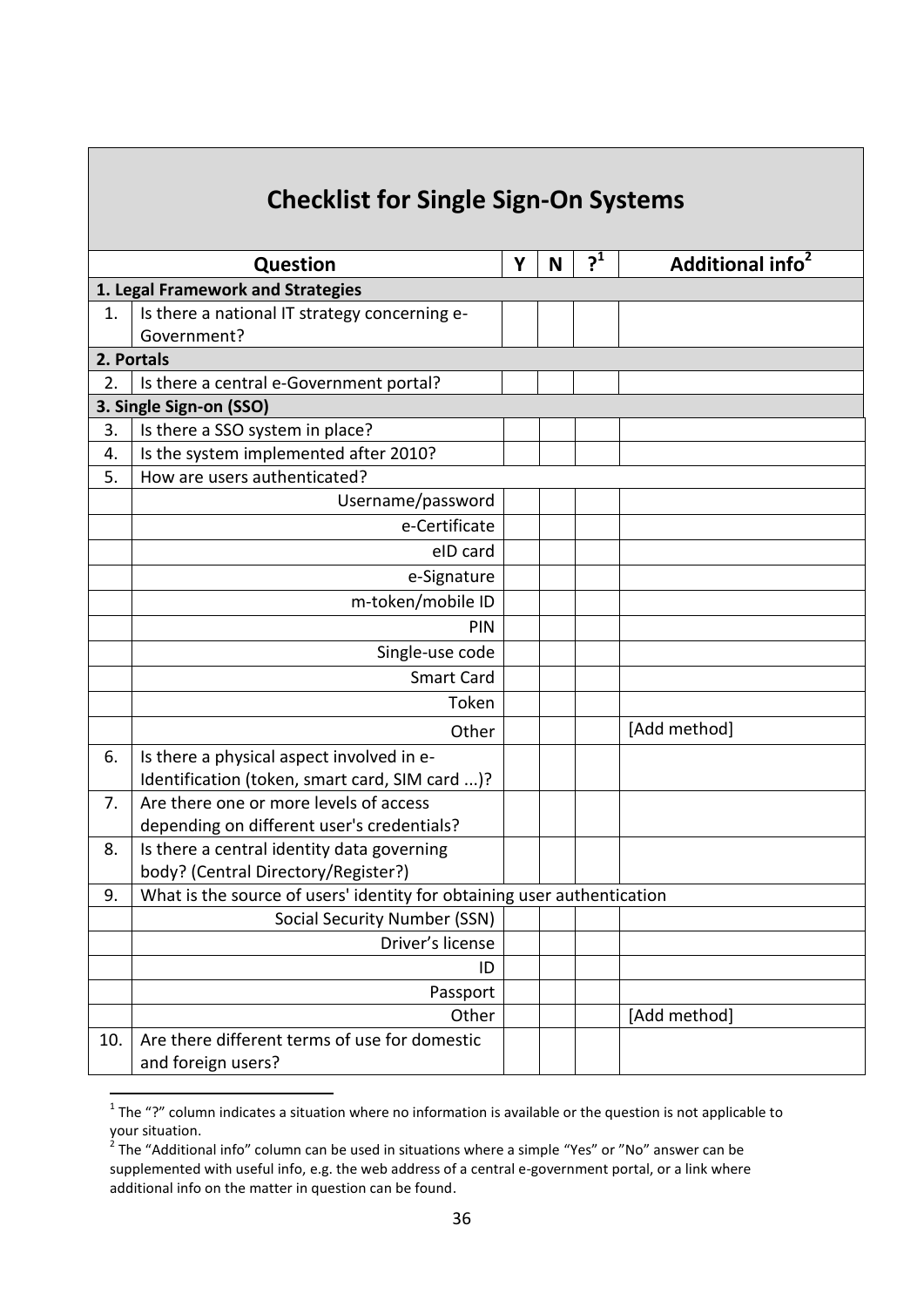# Checklist for Single Sign-On Systems

| | Question | Y | N | ?[1] | Additional info[2] |
|---|---|---|---|---|---|
| **1. Legal Framework and Strategies** | | | | | |
| 1. | Is there a national IT strategy concerning e-Government? | | | | |
| **2. Portals** | | | | | |
| 2. | Is there a central e-Government portal? | | | | |
| **3. Single Sign-on (SSO)** | | | | | |
| 3. | Is there a SSO system in place? | | | | |
| 4. | Is the system implemented after 2010? | | | | |
| 5. | How are users authenticated? | | | | |
| | Username/password | | | | |
| | e-Certificate | | | | |
| | eID card | | | | |
| | e-Signature | | | | |
| | m-token/mobile ID | | | | |
| | PIN | | | | |
| | Single-use code | | | | |
| | Smart Card | | | | |
| | Token | | | | |
| | Other | | | | [Add method] |
| 6. | Is there a physical aspect involved in e-Identification (token, smart card, SIM card ...)? | | | | |
| 7. | Are there one or more levels of access depending on different user's credentials? | | | | |
| 8. | Is there a central identity data governing body? (Central Directory/Register?) | | | | |
| 9. | What is the source of users' identity for obtaining user authentication | | | | |
| | Social Security Number (SSN) | | | | |
| | Driver's license | | | | |
| | ID | | | | |
| | Passport | | | | |
| | Other | | | | [Add method] |
| 10. | Are there different terms of use for domestic and foreign users? | | | | |

[1] The "?" column indicates a situation where no information is available or the question is not applicable to your situation.

[2] The "Additional info" column can be used in situations where a simple "Yes" or "No" answer can be supplemented with useful info, e.g. the web address of a central e-government portal, or a link where additional info on the matter in question can be found.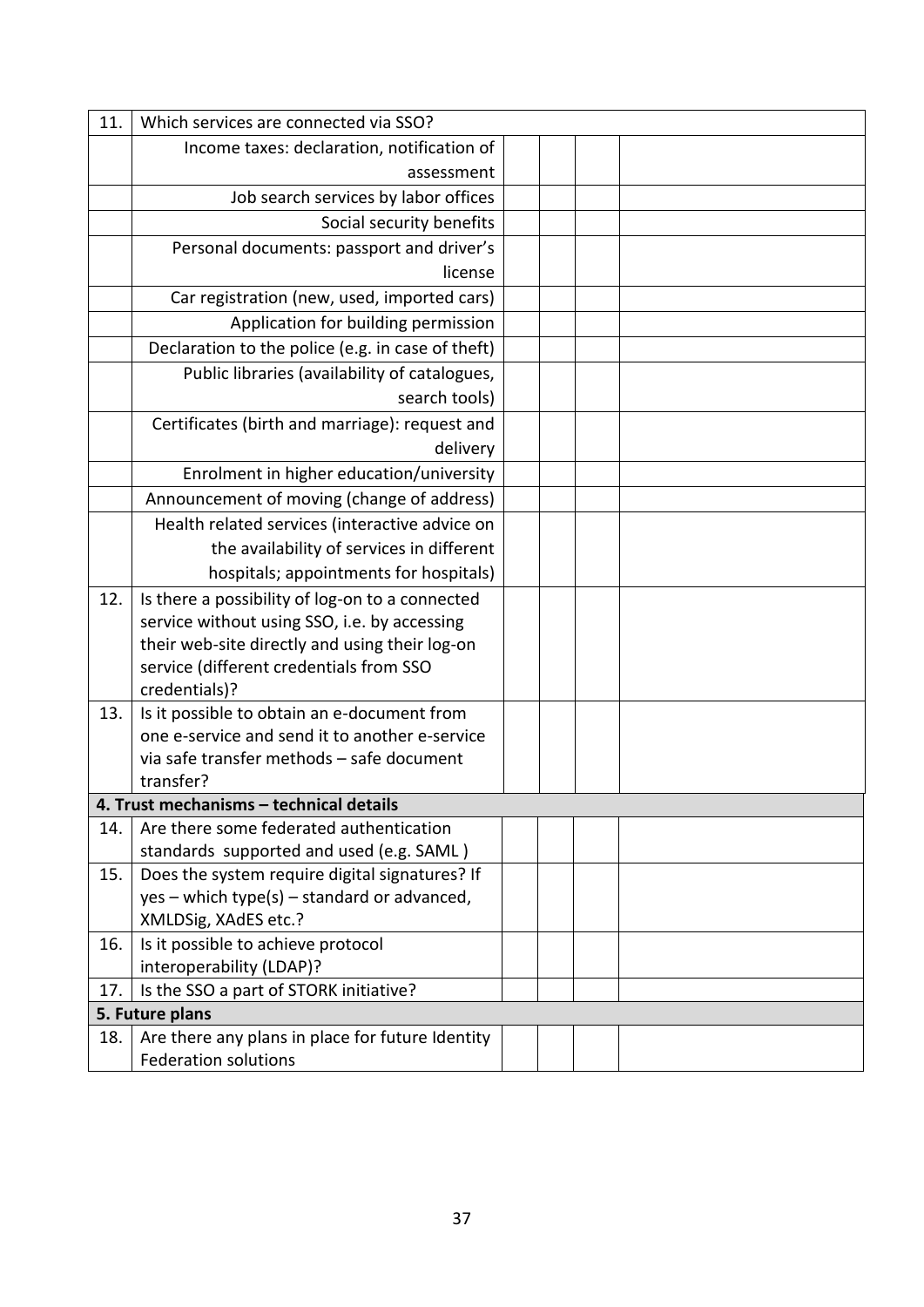| | | | | | |
|---|---|---|---|---|---|
| 11. | Which services are connected via SSO? | | | | |
| | Income taxes: declaration, notification of assessment | | | | |
| | Job search services by labor offices | | | | |
| | Social security benefits | | | | |
| | Personal documents: passport and driver's license | | | | |
| | Car registration (new, used, imported cars) | | | | |
| | Application for building permission | | | | |
| | Declaration to the police (e.g. in case of theft) | | | | |
| | Public libraries (availability of catalogues, search tools) | | | | |
| | Certificates (birth and marriage): request and delivery | | | | |
| | Enrolment in higher education/university | | | | |
| | Announcement of moving (change of address) | | | | |
| | Health related services (interactive advice on the availability of services in different hospitals; appointments for hospitals) | | | | |
| 12. | Is there a possibility of log-on to a connected service without using SSO, i.e. by accessing their web-site directly and using their log-on service (different credentials from SSO credentials)? | | | | |
| 13. | Is it possible to obtain an e-document from one e-service and send it to another e-service via safe transfer methods – safe document transfer? | | | | |
| **4. Trust mechanisms – technical details** | | | | | |
| 14. | Are there some federated authentication standards supported and used (e.g. SAML ) | | | | |
| 15. | Does the system require digital signatures? If yes – which type(s) – standard or advanced, XMLDSig, XAdES etc.? | | | | |
| 16. | Is it possible to achieve protocol interoperability (LDAP)? | | | | |
| 17. | Is the SSO a part of STORK initiative? | | | | |
| **5. Future plans** | | | | | |
| 18. | Are there any plans in place for future Identity Federation solutions | | | | |